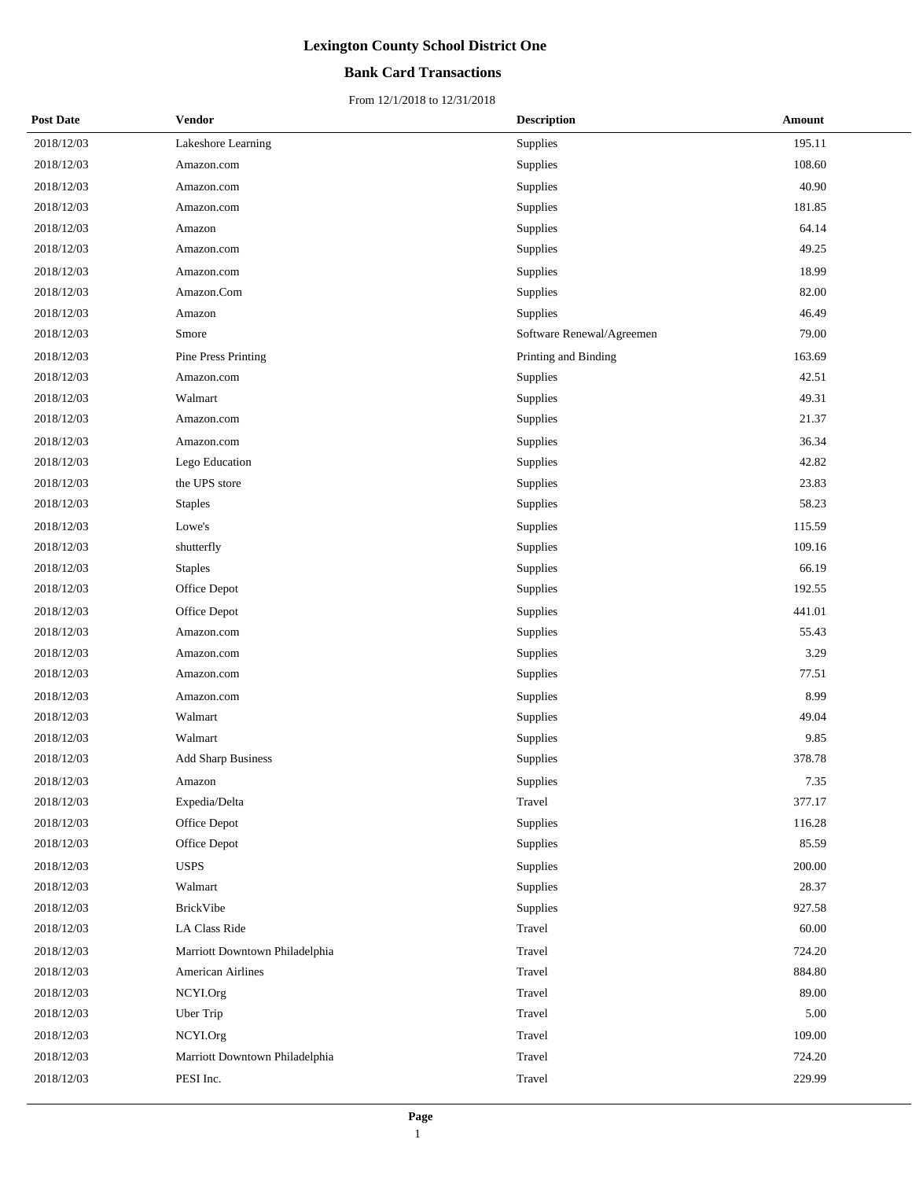# Lexington County School District One

## Bank Card Transactions

From 12/1/2018 to 12/31/2018

| Post Date | Vendor | Description | Amount |
|---|---|---|---|
| 2018/12/03 | Lakeshore Learning | Supplies | 195.11 |
| 2018/12/03 | Amazon.com | Supplies | 108.60 |
| 2018/12/03 | Amazon.com | Supplies | 40.90 |
| 2018/12/03 | Amazon.com | Supplies | 181.85 |
| 2018/12/03 | Amazon | Supplies | 64.14 |
| 2018/12/03 | Amazon.com | Supplies | 49.25 |
| 2018/12/03 | Amazon.com | Supplies | 18.99 |
| 2018/12/03 | Amazon.Com | Supplies | 82.00 |
| 2018/12/03 | Amazon | Supplies | 46.49 |
| 2018/12/03 | Smore | Software Renewal/Agreemen | 79.00 |
| 2018/12/03 | Pine Press Printing | Printing and Binding | 163.69 |
| 2018/12/03 | Amazon.com | Supplies | 42.51 |
| 2018/12/03 | Walmart | Supplies | 49.31 |
| 2018/12/03 | Amazon.com | Supplies | 21.37 |
| 2018/12/03 | Amazon.com | Supplies | 36.34 |
| 2018/12/03 | Lego Education | Supplies | 42.82 |
| 2018/12/03 | the UPS store | Supplies | 23.83 |
| 2018/12/03 | Staples | Supplies | 58.23 |
| 2018/12/03 | Lowe's | Supplies | 115.59 |
| 2018/12/03 | shutterfly | Supplies | 109.16 |
| 2018/12/03 | Staples | Supplies | 66.19 |
| 2018/12/03 | Office Depot | Supplies | 192.55 |
| 2018/12/03 | Office Depot | Supplies | 441.01 |
| 2018/12/03 | Amazon.com | Supplies | 55.43 |
| 2018/12/03 | Amazon.com | Supplies | 3.29 |
| 2018/12/03 | Amazon.com | Supplies | 77.51 |
| 2018/12/03 | Amazon.com | Supplies | 8.99 |
| 2018/12/03 | Walmart | Supplies | 49.04 |
| 2018/12/03 | Walmart | Supplies | 9.85 |
| 2018/12/03 | Add Sharp Business | Supplies | 378.78 |
| 2018/12/03 | Amazon | Supplies | 7.35 |
| 2018/12/03 | Expedia/Delta | Travel | 377.17 |
| 2018/12/03 | Office Depot | Supplies | 116.28 |
| 2018/12/03 | Office Depot | Supplies | 85.59 |
| 2018/12/03 | USPS | Supplies | 200.00 |
| 2018/12/03 | Walmart | Supplies | 28.37 |
| 2018/12/03 | BrickVibe | Supplies | 927.58 |
| 2018/12/03 | LA Class Ride | Travel | 60.00 |
| 2018/12/03 | Marriott Downtown Philadelphia | Travel | 724.20 |
| 2018/12/03 | American Airlines | Travel | 884.80 |
| 2018/12/03 | NCYI.Org | Travel | 89.00 |
| 2018/12/03 | Uber Trip | Travel | 5.00 |
| 2018/12/03 | NCYI.Org | Travel | 109.00 |
| 2018/12/03 | Marriott Downtown Philadelphia | Travel | 724.20 |
| 2018/12/03 | PESI Inc. | Travel | 229.99 |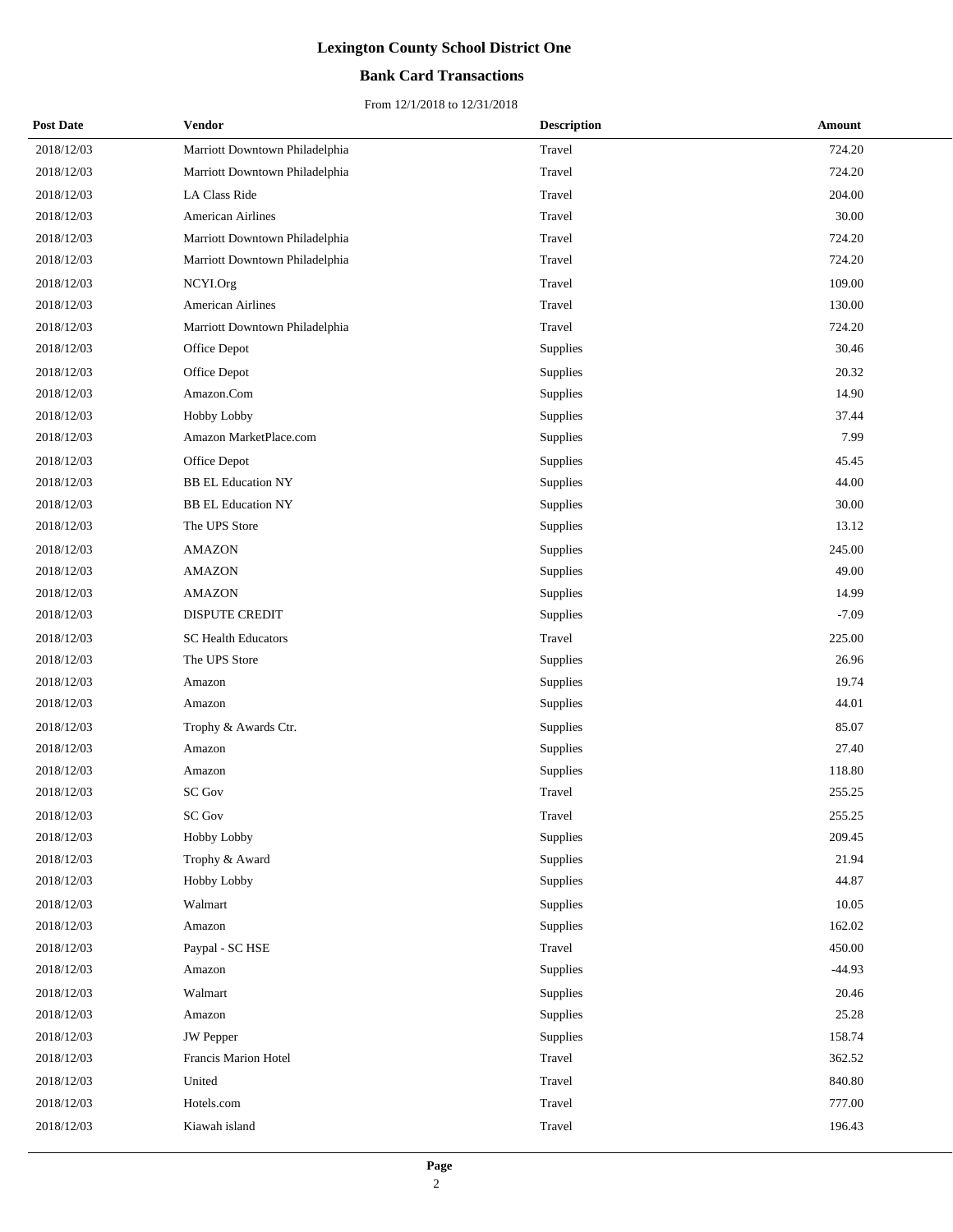# Lexington County School District One

## Bank Card Transactions

From 12/1/2018 to 12/31/2018

| Post Date | Vendor | Description | Amount |
|---|---|---|---|
| 2018/12/03 | Marriott Downtown Philadelphia | Travel | 724.20 |
| 2018/12/03 | Marriott Downtown Philadelphia | Travel | 724.20 |
| 2018/12/03 | LA Class Ride | Travel | 204.00 |
| 2018/12/03 | American Airlines | Travel | 30.00 |
| 2018/12/03 | Marriott Downtown Philadelphia | Travel | 724.20 |
| 2018/12/03 | Marriott Downtown Philadelphia | Travel | 724.20 |
| 2018/12/03 | NCYI.Org | Travel | 109.00 |
| 2018/12/03 | American Airlines | Travel | 130.00 |
| 2018/12/03 | Marriott Downtown Philadelphia | Travel | 724.20 |
| 2018/12/03 | Office Depot | Supplies | 30.46 |
| 2018/12/03 | Office Depot | Supplies | 20.32 |
| 2018/12/03 | Amazon.Com | Supplies | 14.90 |
| 2018/12/03 | Hobby Lobby | Supplies | 37.44 |
| 2018/12/03 | Amazon MarketPlace.com | Supplies | 7.99 |
| 2018/12/03 | Office Depot | Supplies | 45.45 |
| 2018/12/03 | BB EL Education NY | Supplies | 44.00 |
| 2018/12/03 | BB EL Education NY | Supplies | 30.00 |
| 2018/12/03 | The UPS Store | Supplies | 13.12 |
| 2018/12/03 | AMAZON | Supplies | 245.00 |
| 2018/12/03 | AMAZON | Supplies | 49.00 |
| 2018/12/03 | AMAZON | Supplies | 14.99 |
| 2018/12/03 | DISPUTE CREDIT | Supplies | -7.09 |
| 2018/12/03 | SC Health Educators | Travel | 225.00 |
| 2018/12/03 | The UPS Store | Supplies | 26.96 |
| 2018/12/03 | Amazon | Supplies | 19.74 |
| 2018/12/03 | Amazon | Supplies | 44.01 |
| 2018/12/03 | Trophy & Awards Ctr. | Supplies | 85.07 |
| 2018/12/03 | Amazon | Supplies | 27.40 |
| 2018/12/03 | Amazon | Supplies | 118.80 |
| 2018/12/03 | SC Gov | Travel | 255.25 |
| 2018/12/03 | SC Gov | Travel | 255.25 |
| 2018/12/03 | Hobby Lobby | Supplies | 209.45 |
| 2018/12/03 | Trophy & Award | Supplies | 21.94 |
| 2018/12/03 | Hobby Lobby | Supplies | 44.87 |
| 2018/12/03 | Walmart | Supplies | 10.05 |
| 2018/12/03 | Amazon | Supplies | 162.02 |
| 2018/12/03 | Paypal - SC HSE | Travel | 450.00 |
| 2018/12/03 | Amazon | Supplies | -44.93 |
| 2018/12/03 | Walmart | Supplies | 20.46 |
| 2018/12/03 | Amazon | Supplies | 25.28 |
| 2018/12/03 | JW Pepper | Supplies | 158.74 |
| 2018/12/03 | Francis Marion Hotel | Travel | 362.52 |
| 2018/12/03 | United | Travel | 840.80 |
| 2018/12/03 | Hotels.com | Travel | 777.00 |
| 2018/12/03 | Kiawah island | Travel | 196.43 |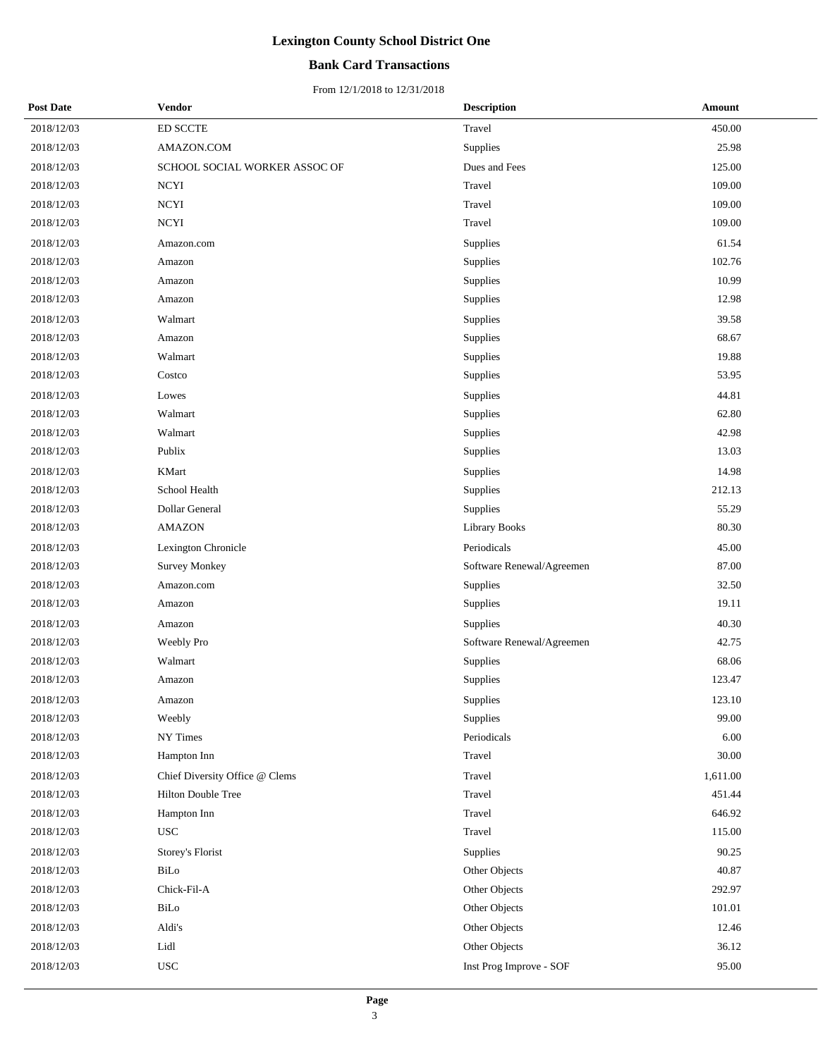# Lexington County School District One

## Bank Card Transactions

From 12/1/2018 to 12/31/2018

| Post Date | Vendor | Description | Amount |
|---|---|---|---|
| 2018/12/03 | ED SCCTE | Travel | 450.00 |
| 2018/12/03 | AMAZON.COM | Supplies | 25.98 |
| 2018/12/03 | SCHOOL SOCIAL WORKER ASSOC OF | Dues and Fees | 125.00 |
| 2018/12/03 | NCYI | Travel | 109.00 |
| 2018/12/03 | NCYI | Travel | 109.00 |
| 2018/12/03 | NCYI | Travel | 109.00 |
| 2018/12/03 | Amazon.com | Supplies | 61.54 |
| 2018/12/03 | Amazon | Supplies | 102.76 |
| 2018/12/03 | Amazon | Supplies | 10.99 |
| 2018/12/03 | Amazon | Supplies | 12.98 |
| 2018/12/03 | Walmart | Supplies | 39.58 |
| 2018/12/03 | Amazon | Supplies | 68.67 |
| 2018/12/03 | Walmart | Supplies | 19.88 |
| 2018/12/03 | Costco | Supplies | 53.95 |
| 2018/12/03 | Lowes | Supplies | 44.81 |
| 2018/12/03 | Walmart | Supplies | 62.80 |
| 2018/12/03 | Walmart | Supplies | 42.98 |
| 2018/12/03 | Publix | Supplies | 13.03 |
| 2018/12/03 | KMart | Supplies | 14.98 |
| 2018/12/03 | School Health | Supplies | 212.13 |
| 2018/12/03 | Dollar General | Supplies | 55.29 |
| 2018/12/03 | AMAZON | Library Books | 80.30 |
| 2018/12/03 | Lexington Chronicle | Periodicals | 45.00 |
| 2018/12/03 | Survey Monkey | Software Renewal/Agreemen | 87.00 |
| 2018/12/03 | Amazon.com | Supplies | 32.50 |
| 2018/12/03 | Amazon | Supplies | 19.11 |
| 2018/12/03 | Amazon | Supplies | 40.30 |
| 2018/12/03 | Weebly Pro | Software Renewal/Agreemen | 42.75 |
| 2018/12/03 | Walmart | Supplies | 68.06 |
| 2018/12/03 | Amazon | Supplies | 123.47 |
| 2018/12/03 | Amazon | Supplies | 123.10 |
| 2018/12/03 | Weebly | Supplies | 99.00 |
| 2018/12/03 | NY Times | Periodicals | 6.00 |
| 2018/12/03 | Hampton Inn | Travel | 30.00 |
| 2018/12/03 | Chief Diversity Office @ Clems | Travel | 1,611.00 |
| 2018/12/03 | Hilton Double Tree | Travel | 451.44 |
| 2018/12/03 | Hampton Inn | Travel | 646.92 |
| 2018/12/03 | USC | Travel | 115.00 |
| 2018/12/03 | Storey's Florist | Supplies | 90.25 |
| 2018/12/03 | BiLo | Other Objects | 40.87 |
| 2018/12/03 | Chick-Fil-A | Other Objects | 292.97 |
| 2018/12/03 | BiLo | Other Objects | 101.01 |
| 2018/12/03 | Aldi's | Other Objects | 12.46 |
| 2018/12/03 | Lidl | Other Objects | 36.12 |
| 2018/12/03 | USC | Inst Prog Improve - SOF | 95.00 |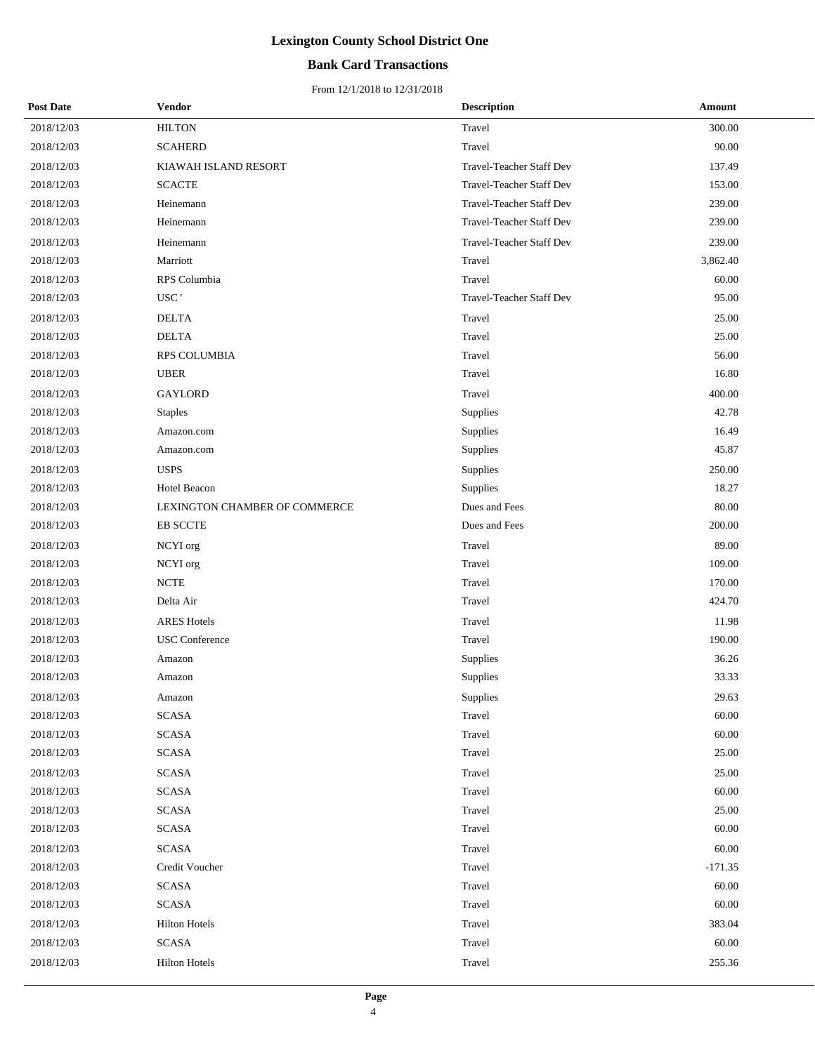# Lexington County School District One

## Bank Card Transactions

From 12/1/2018 to 12/31/2018

| Post Date | Vendor | Description | Amount |
|---|---|---|---|
| 2018/12/03 | HILTON | Travel | 300.00 |
| 2018/12/03 | SCAHERD | Travel | 90.00 |
| 2018/12/03 | KIAWAH ISLAND RESORT | Travel-Teacher Staff Dev | 137.49 |
| 2018/12/03 | SCACTE | Travel-Teacher Staff Dev | 153.00 |
| 2018/12/03 | Heinemann | Travel-Teacher Staff Dev | 239.00 |
| 2018/12/03 | Heinemann | Travel-Teacher Staff Dev | 239.00 |
| 2018/12/03 | Heinemann | Travel-Teacher Staff Dev | 239.00 |
| 2018/12/03 | Marriott | Travel | 3,862.40 |
| 2018/12/03 | RPS Columbia | Travel | 60.00 |
| 2018/12/03 | USC ' | Travel-Teacher Staff Dev | 95.00 |
| 2018/12/03 | DELTA | Travel | 25.00 |
| 2018/12/03 | DELTA | Travel | 25.00 |
| 2018/12/03 | RPS COLUMBIA | Travel | 56.00 |
| 2018/12/03 | UBER | Travel | 16.80 |
| 2018/12/03 | GAYLORD | Travel | 400.00 |
| 2018/12/03 | Staples | Supplies | 42.78 |
| 2018/12/03 | Amazon.com | Supplies | 16.49 |
| 2018/12/03 | Amazon.com | Supplies | 45.87 |
| 2018/12/03 | USPS | Supplies | 250.00 |
| 2018/12/03 | Hotel Beacon | Supplies | 18.27 |
| 2018/12/03 | LEXINGTON CHAMBER OF COMMERCE | Dues and Fees | 80.00 |
| 2018/12/03 | EB SCCTE | Dues and Fees | 200.00 |
| 2018/12/03 | NCYI org | Travel | 89.00 |
| 2018/12/03 | NCYI org | Travel | 109.00 |
| 2018/12/03 | NCTE | Travel | 170.00 |
| 2018/12/03 | Delta Air | Travel | 424.70 |
| 2018/12/03 | ARES Hotels | Travel | 11.98 |
| 2018/12/03 | USC Conference | Travel | 190.00 |
| 2018/12/03 | Amazon | Supplies | 36.26 |
| 2018/12/03 | Amazon | Supplies | 33.33 |
| 2018/12/03 | Amazon | Supplies | 29.63 |
| 2018/12/03 | SCASA | Travel | 60.00 |
| 2018/12/03 | SCASA | Travel | 60.00 |
| 2018/12/03 | SCASA | Travel | 25.00 |
| 2018/12/03 | SCASA | Travel | 25.00 |
| 2018/12/03 | SCASA | Travel | 60.00 |
| 2018/12/03 | SCASA | Travel | 25.00 |
| 2018/12/03 | SCASA | Travel | 60.00 |
| 2018/12/03 | SCASA | Travel | 60.00 |
| 2018/12/03 | Credit Voucher | Travel | -171.35 |
| 2018/12/03 | SCASA | Travel | 60.00 |
| 2018/12/03 | SCASA | Travel | 60.00 |
| 2018/12/03 | Hilton Hotels | Travel | 383.04 |
| 2018/12/03 | SCASA | Travel | 60.00 |
| 2018/12/03 | Hilton Hotels | Travel | 255.36 |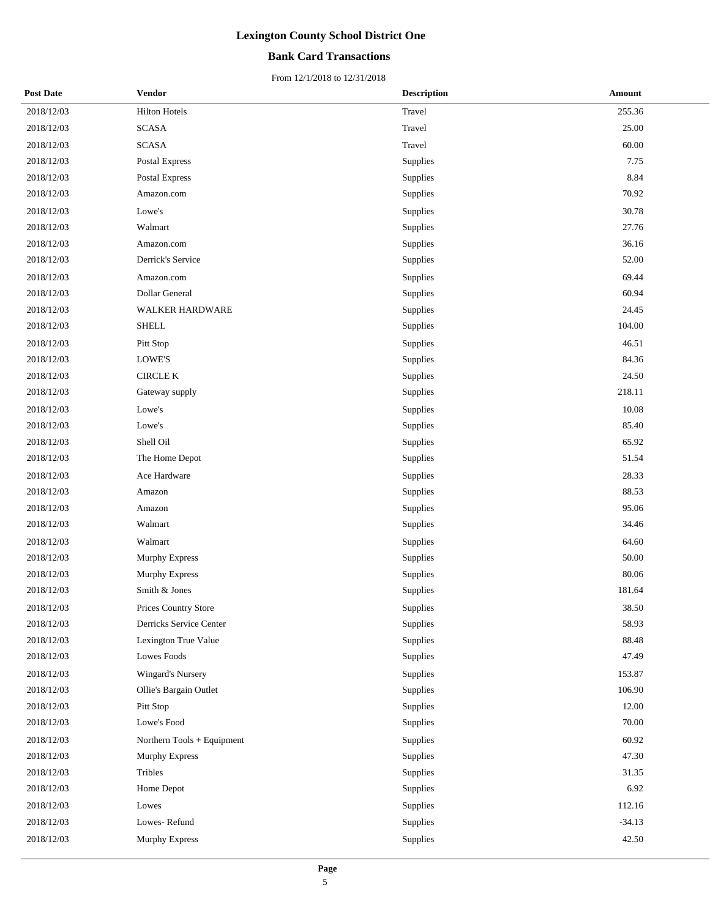# Lexington County School District One

## Bank Card Transactions

From 12/1/2018 to 12/31/2018

| Post Date | Vendor | Description | Amount |
|---|---|---|---|
| 2018/12/03 | Hilton Hotels | Travel | 255.36 |
| 2018/12/03 | SCASA | Travel | 25.00 |
| 2018/12/03 | SCASA | Travel | 60.00 |
| 2018/12/03 | Postal Express | Supplies | 7.75 |
| 2018/12/03 | Postal Express | Supplies | 8.84 |
| 2018/12/03 | Amazon.com | Supplies | 70.92 |
| 2018/12/03 | Lowe's | Supplies | 30.78 |
| 2018/12/03 | Walmart | Supplies | 27.76 |
| 2018/12/03 | Amazon.com | Supplies | 36.16 |
| 2018/12/03 | Derrick's Service | Supplies | 52.00 |
| 2018/12/03 | Amazon.com | Supplies | 69.44 |
| 2018/12/03 | Dollar General | Supplies | 60.94 |
| 2018/12/03 | WALKER HARDWARE | Supplies | 24.45 |
| 2018/12/03 | SHELL | Supplies | 104.00 |
| 2018/12/03 | Pitt Stop | Supplies | 46.51 |
| 2018/12/03 | LOWE'S | Supplies | 84.36 |
| 2018/12/03 | CIRCLE K | Supplies | 24.50 |
| 2018/12/03 | Gateway supply | Supplies | 218.11 |
| 2018/12/03 | Lowe's | Supplies | 10.08 |
| 2018/12/03 | Lowe's | Supplies | 85.40 |
| 2018/12/03 | Shell Oil | Supplies | 65.92 |
| 2018/12/03 | The Home Depot | Supplies | 51.54 |
| 2018/12/03 | Ace Hardware | Supplies | 28.33 |
| 2018/12/03 | Amazon | Supplies | 88.53 |
| 2018/12/03 | Amazon | Supplies | 95.06 |
| 2018/12/03 | Walmart | Supplies | 34.46 |
| 2018/12/03 | Walmart | Supplies | 64.60 |
| 2018/12/03 | Murphy Express | Supplies | 50.00 |
| 2018/12/03 | Murphy Express | Supplies | 80.06 |
| 2018/12/03 | Smith & Jones | Supplies | 181.64 |
| 2018/12/03 | Prices Country Store | Supplies | 38.50 |
| 2018/12/03 | Derricks Service Center | Supplies | 58.93 |
| 2018/12/03 | Lexington True Value | Supplies | 88.48 |
| 2018/12/03 | Lowes Foods | Supplies | 47.49 |
| 2018/12/03 | Wingard's Nursery | Supplies | 153.87 |
| 2018/12/03 | Ollie's Bargain Outlet | Supplies | 106.90 |
| 2018/12/03 | Pitt Stop | Supplies | 12.00 |
| 2018/12/03 | Lowe's Food | Supplies | 70.00 |
| 2018/12/03 | Northern Tools + Equipment | Supplies | 60.92 |
| 2018/12/03 | Murphy Express | Supplies | 47.30 |
| 2018/12/03 | Tribles | Supplies | 31.35 |
| 2018/12/03 | Home Depot | Supplies | 6.92 |
| 2018/12/03 | Lowes | Supplies | 112.16 |
| 2018/12/03 | Lowes- Refund | Supplies | -34.13 |
| 2018/12/03 | Murphy Express | Supplies | 42.50 |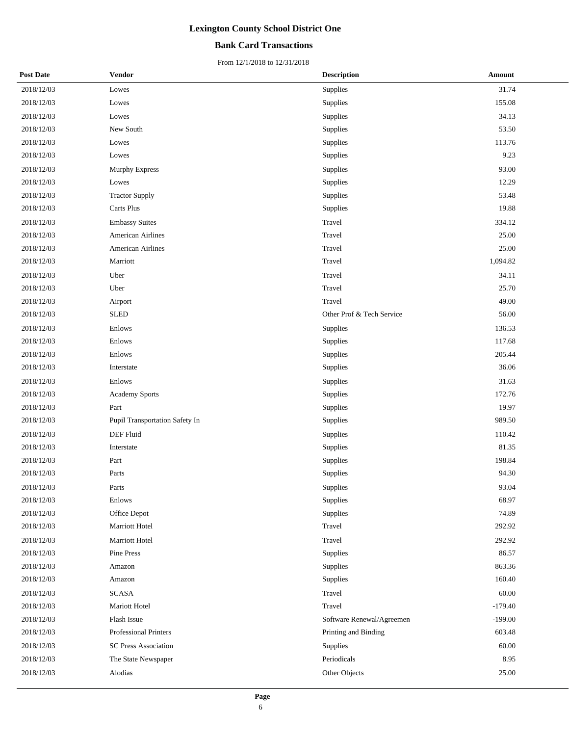# Lexington County School District One

## Bank Card Transactions

From 12/1/2018 to 12/31/2018

| Post Date | Vendor | Description | Amount |
|---|---|---|---|
| 2018/12/03 | Lowes | Supplies | 31.74 |
| 2018/12/03 | Lowes | Supplies | 155.08 |
| 2018/12/03 | Lowes | Supplies | 34.13 |
| 2018/12/03 | New South | Supplies | 53.50 |
| 2018/12/03 | Lowes | Supplies | 113.76 |
| 2018/12/03 | Lowes | Supplies | 9.23 |
| 2018/12/03 | Murphy Express | Supplies | 93.00 |
| 2018/12/03 | Lowes | Supplies | 12.29 |
| 2018/12/03 | Tractor Supply | Supplies | 53.48 |
| 2018/12/03 | Carts Plus | Supplies | 19.88 |
| 2018/12/03 | Embassy Suites | Travel | 334.12 |
| 2018/12/03 | American Airlines | Travel | 25.00 |
| 2018/12/03 | American Airlines | Travel | 25.00 |
| 2018/12/03 | Marriott | Travel | 1,094.82 |
| 2018/12/03 | Uber | Travel | 34.11 |
| 2018/12/03 | Uber | Travel | 25.70 |
| 2018/12/03 | Airport | Travel | 49.00 |
| 2018/12/03 | SLED | Other Prof & Tech Service | 56.00 |
| 2018/12/03 | Enlows | Supplies | 136.53 |
| 2018/12/03 | Enlows | Supplies | 117.68 |
| 2018/12/03 | Enlows | Supplies | 205.44 |
| 2018/12/03 | Interstate | Supplies | 36.06 |
| 2018/12/03 | Enlows | Supplies | 31.63 |
| 2018/12/03 | Academy Sports | Supplies | 172.76 |
| 2018/12/03 | Part | Supplies | 19.97 |
| 2018/12/03 | Pupil Transportation Safety In | Supplies | 989.50 |
| 2018/12/03 | DEF Fluid | Supplies | 110.42 |
| 2018/12/03 | Interstate | Supplies | 81.35 |
| 2018/12/03 | Part | Supplies | 198.84 |
| 2018/12/03 | Parts | Supplies | 94.30 |
| 2018/12/03 | Parts | Supplies | 93.04 |
| 2018/12/03 | Enlows | Supplies | 68.97 |
| 2018/12/03 | Office Depot | Supplies | 74.89 |
| 2018/12/03 | Marriott Hotel | Travel | 292.92 |
| 2018/12/03 | Marriott Hotel | Travel | 292.92 |
| 2018/12/03 | Pine Press | Supplies | 86.57 |
| 2018/12/03 | Amazon | Supplies | 863.36 |
| 2018/12/03 | Amazon | Supplies | 160.40 |
| 2018/12/03 | SCASA | Travel | 60.00 |
| 2018/12/03 | Mariott Hotel | Travel | -179.40 |
| 2018/12/03 | Flash Issue | Software Renewal/Agreemen | -199.00 |
| 2018/12/03 | Professional Printers | Printing and Binding | 603.48 |
| 2018/12/03 | SC Press Association | Supplies | 60.00 |
| 2018/12/03 | The State Newspaper | Periodicals | 8.95 |
| 2018/12/03 | Alodias | Other Objects | 25.00 |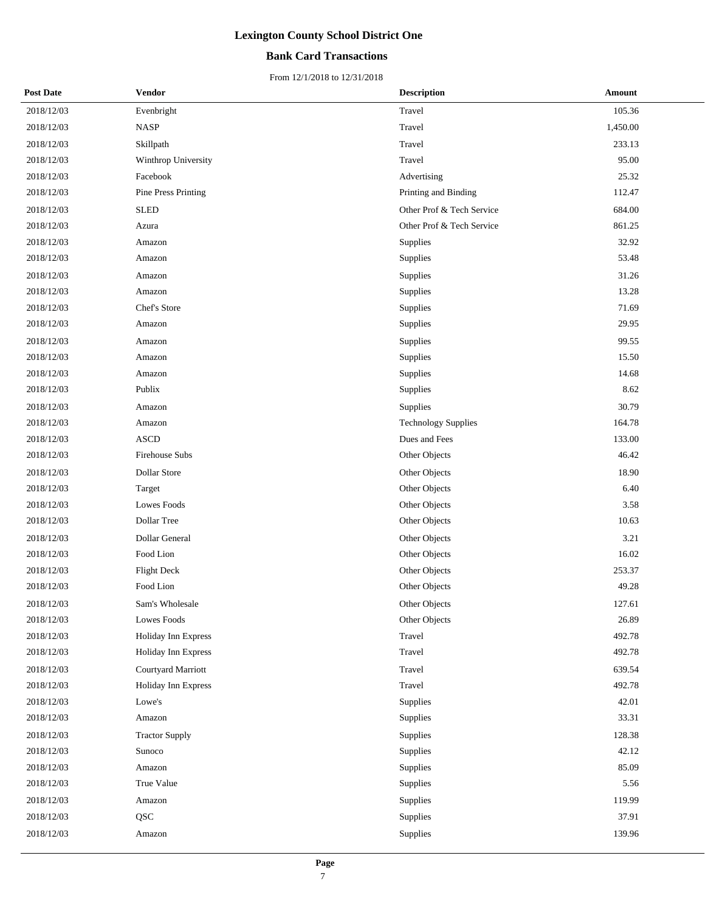# Lexington County School District One

## Bank Card Transactions

From 12/1/2018 to 12/31/2018

| Post Date | Vendor | Description | Amount |
|---|---|---|---|
| 2018/12/03 | Evenbright | Travel | 105.36 |
| 2018/12/03 | NASP | Travel | 1,450.00 |
| 2018/12/03 | Skillpath | Travel | 233.13 |
| 2018/12/03 | Winthrop University | Travel | 95.00 |
| 2018/12/03 | Facebook | Advertising | 25.32 |
| 2018/12/03 | Pine Press Printing | Printing and Binding | 112.47 |
| 2018/12/03 | SLED | Other Prof & Tech Service | 684.00 |
| 2018/12/03 | Azura | Other Prof & Tech Service | 861.25 |
| 2018/12/03 | Amazon | Supplies | 32.92 |
| 2018/12/03 | Amazon | Supplies | 53.48 |
| 2018/12/03 | Amazon | Supplies | 31.26 |
| 2018/12/03 | Amazon | Supplies | 13.28 |
| 2018/12/03 | Chef's Store | Supplies | 71.69 |
| 2018/12/03 | Amazon | Supplies | 29.95 |
| 2018/12/03 | Amazon | Supplies | 99.55 |
| 2018/12/03 | Amazon | Supplies | 15.50 |
| 2018/12/03 | Amazon | Supplies | 14.68 |
| 2018/12/03 | Publix | Supplies | 8.62 |
| 2018/12/03 | Amazon | Supplies | 30.79 |
| 2018/12/03 | Amazon | Technology Supplies | 164.78 |
| 2018/12/03 | ASCD | Dues and Fees | 133.00 |
| 2018/12/03 | Firehouse Subs | Other Objects | 46.42 |
| 2018/12/03 | Dollar Store | Other Objects | 18.90 |
| 2018/12/03 | Target | Other Objects | 6.40 |
| 2018/12/03 | Lowes Foods | Other Objects | 3.58 |
| 2018/12/03 | Dollar Tree | Other Objects | 10.63 |
| 2018/12/03 | Dollar General | Other Objects | 3.21 |
| 2018/12/03 | Food Lion | Other Objects | 16.02 |
| 2018/12/03 | Flight Deck | Other Objects | 253.37 |
| 2018/12/03 | Food Lion | Other Objects | 49.28 |
| 2018/12/03 | Sam's Wholesale | Other Objects | 127.61 |
| 2018/12/03 | Lowes Foods | Other Objects | 26.89 |
| 2018/12/03 | Holiday Inn Express | Travel | 492.78 |
| 2018/12/03 | Holiday Inn Express | Travel | 492.78 |
| 2018/12/03 | Courtyard Marriott | Travel | 639.54 |
| 2018/12/03 | Holiday Inn Express | Travel | 492.78 |
| 2018/12/03 | Lowe's | Supplies | 42.01 |
| 2018/12/03 | Amazon | Supplies | 33.31 |
| 2018/12/03 | Tractor Supply | Supplies | 128.38 |
| 2018/12/03 | Sunoco | Supplies | 42.12 |
| 2018/12/03 | Amazon | Supplies | 85.09 |
| 2018/12/03 | True Value | Supplies | 5.56 |
| 2018/12/03 | Amazon | Supplies | 119.99 |
| 2018/12/03 | QSC | Supplies | 37.91 |
| 2018/12/03 | Amazon | Supplies | 139.96 |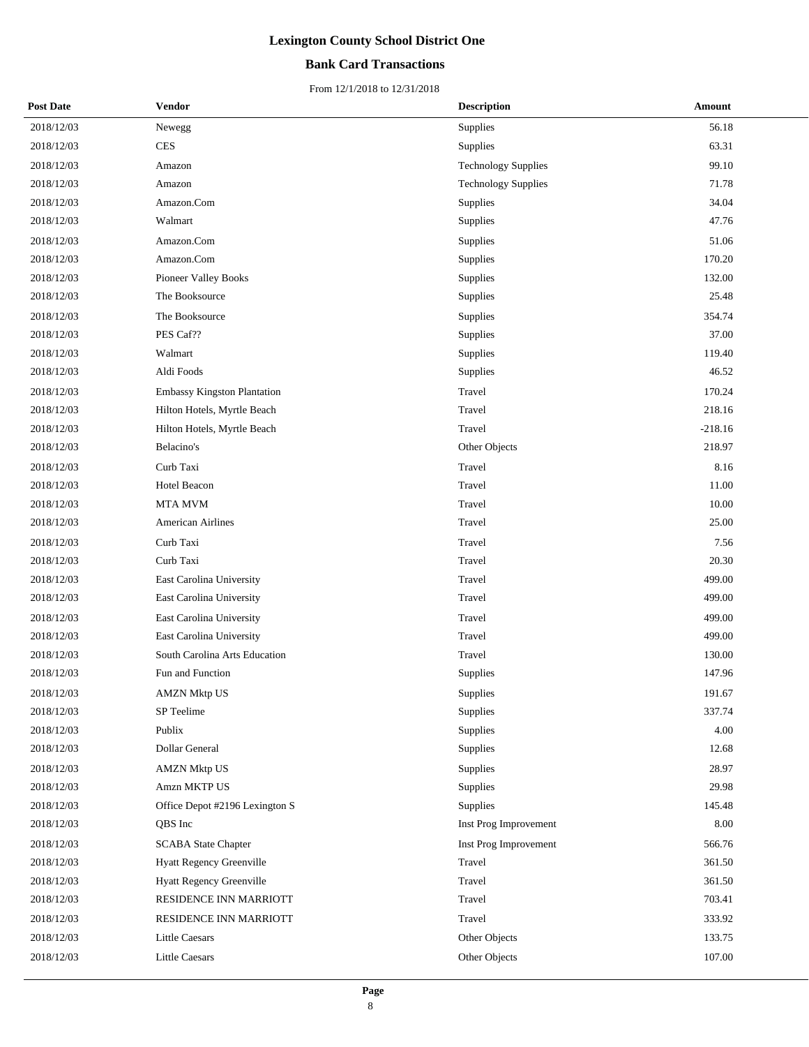# Lexington County School District One

## Bank Card Transactions

From 12/1/2018 to 12/31/2018

| Post Date | Vendor | Description | Amount |
|---|---|---|---|
| 2018/12/03 | Newegg | Supplies | 56.18 |
| 2018/12/03 | CES | Supplies | 63.31 |
| 2018/12/03 | Amazon | Technology Supplies | 99.10 |
| 2018/12/03 | Amazon | Technology Supplies | 71.78 |
| 2018/12/03 | Amazon.Com | Supplies | 34.04 |
| 2018/12/03 | Walmart | Supplies | 47.76 |
| 2018/12/03 | Amazon.Com | Supplies | 51.06 |
| 2018/12/03 | Amazon.Com | Supplies | 170.20 |
| 2018/12/03 | Pioneer Valley Books | Supplies | 132.00 |
| 2018/12/03 | The Booksource | Supplies | 25.48 |
| 2018/12/03 | The Booksource | Supplies | 354.74 |
| 2018/12/03 | PES Caf?? | Supplies | 37.00 |
| 2018/12/03 | Walmart | Supplies | 119.40 |
| 2018/12/03 | Aldi Foods | Supplies | 46.52 |
| 2018/12/03 | Embassy Kingston Plantation | Travel | 170.24 |
| 2018/12/03 | Hilton Hotels, Myrtle Beach | Travel | 218.16 |
| 2018/12/03 | Hilton Hotels, Myrtle Beach | Travel | -218.16 |
| 2018/12/03 | Belacino's | Other Objects | 218.97 |
| 2018/12/03 | Curb Taxi | Travel | 8.16 |
| 2018/12/03 | Hotel Beacon | Travel | 11.00 |
| 2018/12/03 | MTA MVM | Travel | 10.00 |
| 2018/12/03 | American Airlines | Travel | 25.00 |
| 2018/12/03 | Curb Taxi | Travel | 7.56 |
| 2018/12/03 | Curb Taxi | Travel | 20.30 |
| 2018/12/03 | East Carolina University | Travel | 499.00 |
| 2018/12/03 | East Carolina University | Travel | 499.00 |
| 2018/12/03 | East Carolina University | Travel | 499.00 |
| 2018/12/03 | East Carolina University | Travel | 499.00 |
| 2018/12/03 | South Carolina Arts Education | Travel | 130.00 |
| 2018/12/03 | Fun and Function | Supplies | 147.96 |
| 2018/12/03 | AMZN Mktp US | Supplies | 191.67 |
| 2018/12/03 | SP Teelime | Supplies | 337.74 |
| 2018/12/03 | Publix | Supplies | 4.00 |
| 2018/12/03 | Dollar General | Supplies | 12.68 |
| 2018/12/03 | AMZN Mktp US | Supplies | 28.97 |
| 2018/12/03 | Amzn MKTP US | Supplies | 29.98 |
| 2018/12/03 | Office Depot #2196 Lexington S | Supplies | 145.48 |
| 2018/12/03 | QBS Inc | Inst Prog Improvement | 8.00 |
| 2018/12/03 | SCABA State Chapter | Inst Prog Improvement | 566.76 |
| 2018/12/03 | Hyatt Regency Greenville | Travel | 361.50 |
| 2018/12/03 | Hyatt Regency Greenville | Travel | 361.50 |
| 2018/12/03 | RESIDENCE INN MARRIOTT | Travel | 703.41 |
| 2018/12/03 | RESIDENCE INN MARRIOTT | Travel | 333.92 |
| 2018/12/03 | Little Caesars | Other Objects | 133.75 |
| 2018/12/03 | Little Caesars | Other Objects | 107.00 |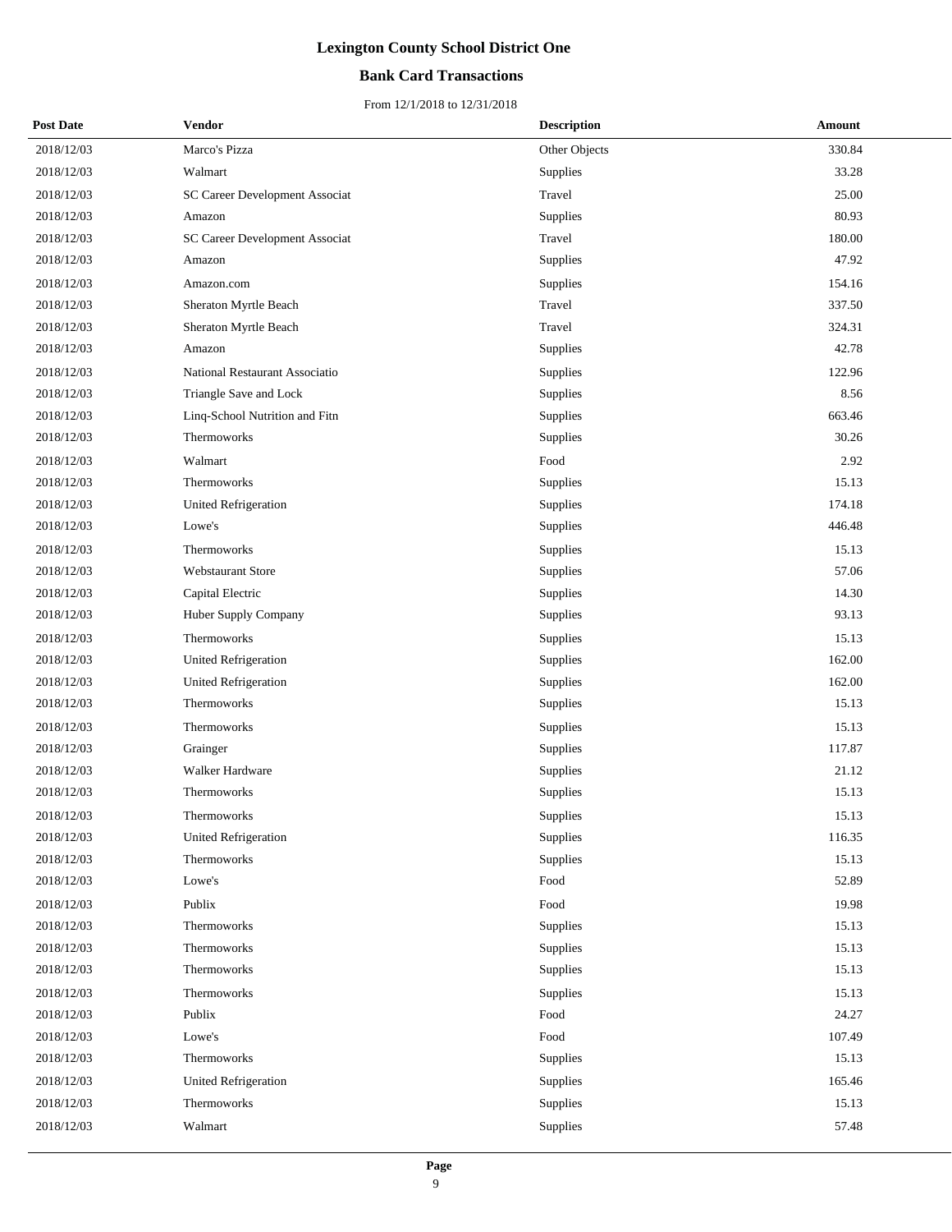# Lexington County School District One

## Bank Card Transactions

From 12/1/2018 to 12/31/2018

| Post Date | Vendor | Description | Amount |
|---|---|---|---|
| 2018/12/03 | Marco's Pizza | Other Objects | 330.84 |
| 2018/12/03 | Walmart | Supplies | 33.28 |
| 2018/12/03 | SC Career Development Associat | Travel | 25.00 |
| 2018/12/03 | Amazon | Supplies | 80.93 |
| 2018/12/03 | SC Career Development Associat | Travel | 180.00 |
| 2018/12/03 | Amazon | Supplies | 47.92 |
| 2018/12/03 | Amazon.com | Supplies | 154.16 |
| 2018/12/03 | Sheraton Myrtle Beach | Travel | 337.50 |
| 2018/12/03 | Sheraton Myrtle Beach | Travel | 324.31 |
| 2018/12/03 | Amazon | Supplies | 42.78 |
| 2018/12/03 | National Restaurant Associatio | Supplies | 122.96 |
| 2018/12/03 | Triangle Save and Lock | Supplies | 8.56 |
| 2018/12/03 | Linq-School Nutrition and Fitn | Supplies | 663.46 |
| 2018/12/03 | Thermoworks | Supplies | 30.26 |
| 2018/12/03 | Walmart | Food | 2.92 |
| 2018/12/03 | Thermoworks | Supplies | 15.13 |
| 2018/12/03 | United Refrigeration | Supplies | 174.18 |
| 2018/12/03 | Lowe's | Supplies | 446.48 |
| 2018/12/03 | Thermoworks | Supplies | 15.13 |
| 2018/12/03 | Webstaurant Store | Supplies | 57.06 |
| 2018/12/03 | Capital Electric | Supplies | 14.30 |
| 2018/12/03 | Huber Supply Company | Supplies | 93.13 |
| 2018/12/03 | Thermoworks | Supplies | 15.13 |
| 2018/12/03 | United Refrigeration | Supplies | 162.00 |
| 2018/12/03 | United Refrigeration | Supplies | 162.00 |
| 2018/12/03 | Thermoworks | Supplies | 15.13 |
| 2018/12/03 | Thermoworks | Supplies | 15.13 |
| 2018/12/03 | Grainger | Supplies | 117.87 |
| 2018/12/03 | Walker Hardware | Supplies | 21.12 |
| 2018/12/03 | Thermoworks | Supplies | 15.13 |
| 2018/12/03 | Thermoworks | Supplies | 15.13 |
| 2018/12/03 | United Refrigeration | Supplies | 116.35 |
| 2018/12/03 | Thermoworks | Supplies | 15.13 |
| 2018/12/03 | Lowe's | Food | 52.89 |
| 2018/12/03 | Publix | Food | 19.98 |
| 2018/12/03 | Thermoworks | Supplies | 15.13 |
| 2018/12/03 | Thermoworks | Supplies | 15.13 |
| 2018/12/03 | Thermoworks | Supplies | 15.13 |
| 2018/12/03 | Thermoworks | Supplies | 15.13 |
| 2018/12/03 | Publix | Food | 24.27 |
| 2018/12/03 | Lowe's | Food | 107.49 |
| 2018/12/03 | Thermoworks | Supplies | 15.13 |
| 2018/12/03 | United Refrigeration | Supplies | 165.46 |
| 2018/12/03 | Thermoworks | Supplies | 15.13 |
| 2018/12/03 | Walmart | Supplies | 57.48 |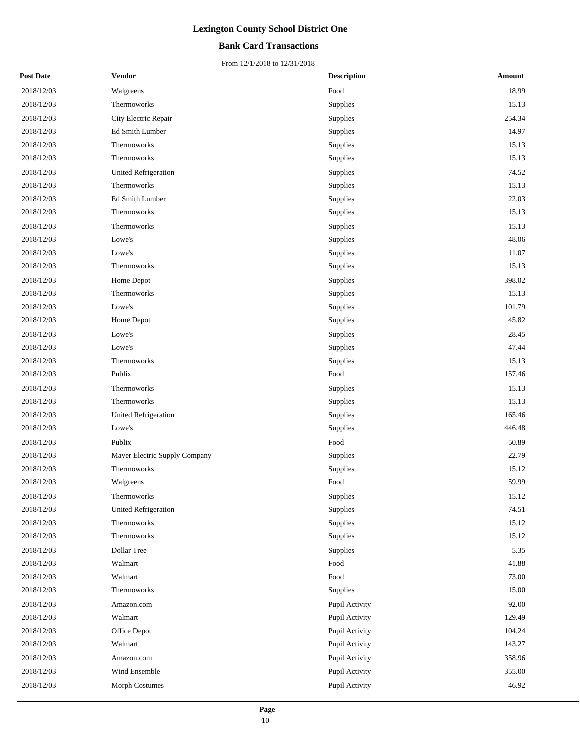# Lexington County School District One

## Bank Card Transactions

From 12/1/2018 to 12/31/2018

| Post Date | Vendor | Description | Amount |
|---|---|---|---|
| 2018/12/03 | Walgreens | Food | 18.99 |
| 2018/12/03 | Thermoworks | Supplies | 15.13 |
| 2018/12/03 | City Electric Repair | Supplies | 254.34 |
| 2018/12/03 | Ed Smith Lumber | Supplies | 14.97 |
| 2018/12/03 | Thermoworks | Supplies | 15.13 |
| 2018/12/03 | Thermoworks | Supplies | 15.13 |
| 2018/12/03 | United Refrigeration | Supplies | 74.52 |
| 2018/12/03 | Thermoworks | Supplies | 15.13 |
| 2018/12/03 | Ed Smith Lumber | Supplies | 22.03 |
| 2018/12/03 | Thermoworks | Supplies | 15.13 |
| 2018/12/03 | Thermoworks | Supplies | 15.13 |
| 2018/12/03 | Lowe's | Supplies | 48.06 |
| 2018/12/03 | Lowe's | Supplies | 11.07 |
| 2018/12/03 | Thermoworks | Supplies | 15.13 |
| 2018/12/03 | Home Depot | Supplies | 398.02 |
| 2018/12/03 | Thermoworks | Supplies | 15.13 |
| 2018/12/03 | Lowe's | Supplies | 101.79 |
| 2018/12/03 | Home Depot | Supplies | 45.82 |
| 2018/12/03 | Lowe's | Supplies | 28.45 |
| 2018/12/03 | Lowe's | Supplies | 47.44 |
| 2018/12/03 | Thermoworks | Supplies | 15.13 |
| 2018/12/03 | Publix | Food | 157.46 |
| 2018/12/03 | Thermoworks | Supplies | 15.13 |
| 2018/12/03 | Thermoworks | Supplies | 15.13 |
| 2018/12/03 | United Refrigeration | Supplies | 165.46 |
| 2018/12/03 | Lowe's | Supplies | 446.48 |
| 2018/12/03 | Publix | Food | 50.89 |
| 2018/12/03 | Mayer Electric Supply Company | Supplies | 22.79 |
| 2018/12/03 | Thermoworks | Supplies | 15.12 |
| 2018/12/03 | Walgreens | Food | 59.99 |
| 2018/12/03 | Thermoworks | Supplies | 15.12 |
| 2018/12/03 | United Refrigeration | Supplies | 74.51 |
| 2018/12/03 | Thermoworks | Supplies | 15.12 |
| 2018/12/03 | Thermoworks | Supplies | 15.12 |
| 2018/12/03 | Dollar Tree | Supplies | 5.35 |
| 2018/12/03 | Walmart | Food | 41.88 |
| 2018/12/03 | Walmart | Food | 73.00 |
| 2018/12/03 | Thermoworks | Supplies | 15.00 |
| 2018/12/03 | Amazon.com | Pupil Activity | 92.00 |
| 2018/12/03 | Walmart | Pupil Activity | 129.49 |
| 2018/12/03 | Office Depot | Pupil Activity | 104.24 |
| 2018/12/03 | Walmart | Pupil Activity | 143.27 |
| 2018/12/03 | Amazon.com | Pupil Activity | 358.96 |
| 2018/12/03 | Wind Ensemble | Pupil Activity | 355.00 |
| 2018/12/03 | Morph Costumes | Pupil Activity | 46.92 |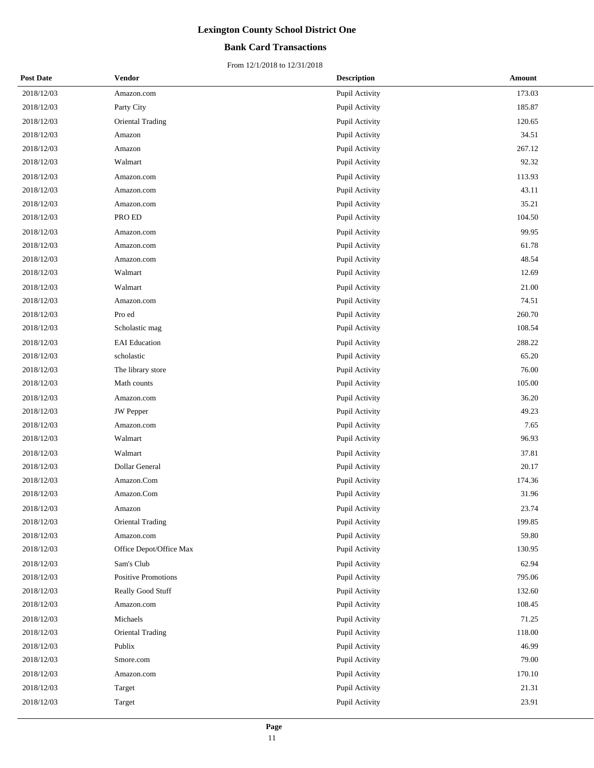# Lexington County School District One

## Bank Card Transactions

From 12/1/2018 to 12/31/2018

| Post Date | Vendor | Description | Amount |
|---|---|---|---|
| 2018/12/03 | Amazon.com | Pupil Activity | 173.03 |
| 2018/12/03 | Party City | Pupil Activity | 185.87 |
| 2018/12/03 | Oriental Trading | Pupil Activity | 120.65 |
| 2018/12/03 | Amazon | Pupil Activity | 34.51 |
| 2018/12/03 | Amazon | Pupil Activity | 267.12 |
| 2018/12/03 | Walmart | Pupil Activity | 92.32 |
| 2018/12/03 | Amazon.com | Pupil Activity | 113.93 |
| 2018/12/03 | Amazon.com | Pupil Activity | 43.11 |
| 2018/12/03 | Amazon.com | Pupil Activity | 35.21 |
| 2018/12/03 | PRO ED | Pupil Activity | 104.50 |
| 2018/12/03 | Amazon.com | Pupil Activity | 99.95 |
| 2018/12/03 | Amazon.com | Pupil Activity | 61.78 |
| 2018/12/03 | Amazon.com | Pupil Activity | 48.54 |
| 2018/12/03 | Walmart | Pupil Activity | 12.69 |
| 2018/12/03 | Walmart | Pupil Activity | 21.00 |
| 2018/12/03 | Amazon.com | Pupil Activity | 74.51 |
| 2018/12/03 | Pro ed | Pupil Activity | 260.70 |
| 2018/12/03 | Scholastic mag | Pupil Activity | 108.54 |
| 2018/12/03 | EAI Education | Pupil Activity | 288.22 |
| 2018/12/03 | scholastic | Pupil Activity | 65.20 |
| 2018/12/03 | The library store | Pupil Activity | 76.00 |
| 2018/12/03 | Math counts | Pupil Activity | 105.00 |
| 2018/12/03 | Amazon.com | Pupil Activity | 36.20 |
| 2018/12/03 | JW Pepper | Pupil Activity | 49.23 |
| 2018/12/03 | Amazon.com | Pupil Activity | 7.65 |
| 2018/12/03 | Walmart | Pupil Activity | 96.93 |
| 2018/12/03 | Walmart | Pupil Activity | 37.81 |
| 2018/12/03 | Dollar General | Pupil Activity | 20.17 |
| 2018/12/03 | Amazon.Com | Pupil Activity | 174.36 |
| 2018/12/03 | Amazon.Com | Pupil Activity | 31.96 |
| 2018/12/03 | Amazon | Pupil Activity | 23.74 |
| 2018/12/03 | Oriental Trading | Pupil Activity | 199.85 |
| 2018/12/03 | Amazon.com | Pupil Activity | 59.80 |
| 2018/12/03 | Office Depot/Office Max | Pupil Activity | 130.95 |
| 2018/12/03 | Sam's Club | Pupil Activity | 62.94 |
| 2018/12/03 | Positive Promotions | Pupil Activity | 795.06 |
| 2018/12/03 | Really Good Stuff | Pupil Activity | 132.60 |
| 2018/12/03 | Amazon.com | Pupil Activity | 108.45 |
| 2018/12/03 | Michaels | Pupil Activity | 71.25 |
| 2018/12/03 | Oriental Trading | Pupil Activity | 118.00 |
| 2018/12/03 | Publix | Pupil Activity | 46.99 |
| 2018/12/03 | Smore.com | Pupil Activity | 79.00 |
| 2018/12/03 | Amazon.com | Pupil Activity | 170.10 |
| 2018/12/03 | Target | Pupil Activity | 21.31 |
| 2018/12/03 | Target | Pupil Activity | 23.91 |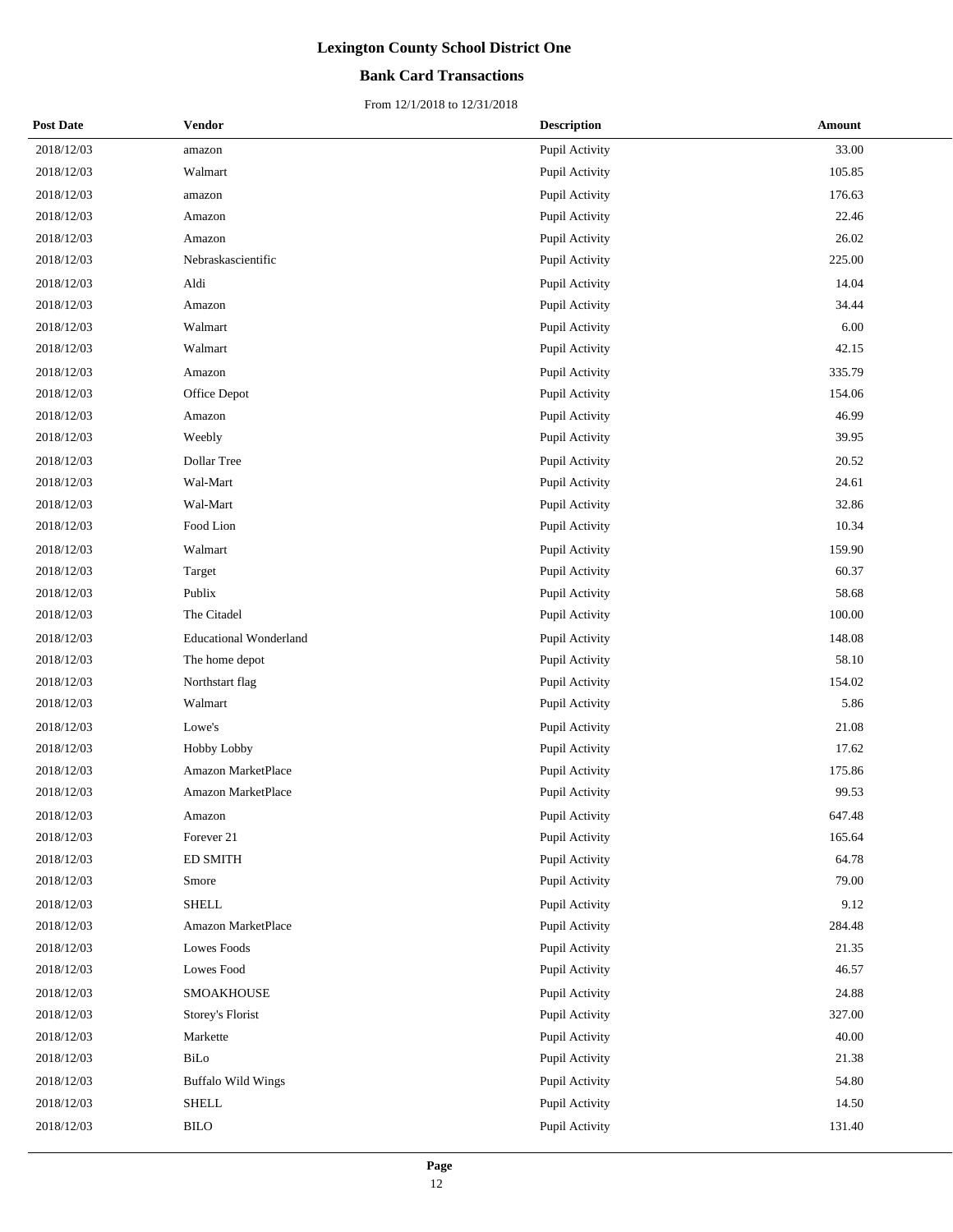# Lexington County School District One

## Bank Card Transactions

From 12/1/2018 to 12/31/2018

| Post Date | Vendor | Description | Amount |
|---|---|---|---|
| 2018/12/03 | amazon | Pupil Activity | 33.00 |
| 2018/12/03 | Walmart | Pupil Activity | 105.85 |
| 2018/12/03 | amazon | Pupil Activity | 176.63 |
| 2018/12/03 | Amazon | Pupil Activity | 22.46 |
| 2018/12/03 | Amazon | Pupil Activity | 26.02 |
| 2018/12/03 | Nebraskascientific | Pupil Activity | 225.00 |
| 2018/12/03 | Aldi | Pupil Activity | 14.04 |
| 2018/12/03 | Amazon | Pupil Activity | 34.44 |
| 2018/12/03 | Walmart | Pupil Activity | 6.00 |
| 2018/12/03 | Walmart | Pupil Activity | 42.15 |
| 2018/12/03 | Amazon | Pupil Activity | 335.79 |
| 2018/12/03 | Office Depot | Pupil Activity | 154.06 |
| 2018/12/03 | Amazon | Pupil Activity | 46.99 |
| 2018/12/03 | Weebly | Pupil Activity | 39.95 |
| 2018/12/03 | Dollar Tree | Pupil Activity | 20.52 |
| 2018/12/03 | Wal-Mart | Pupil Activity | 24.61 |
| 2018/12/03 | Wal-Mart | Pupil Activity | 32.86 |
| 2018/12/03 | Food Lion | Pupil Activity | 10.34 |
| 2018/12/03 | Walmart | Pupil Activity | 159.90 |
| 2018/12/03 | Target | Pupil Activity | 60.37 |
| 2018/12/03 | Publix | Pupil Activity | 58.68 |
| 2018/12/03 | The Citadel | Pupil Activity | 100.00 |
| 2018/12/03 | Educational Wonderland | Pupil Activity | 148.08 |
| 2018/12/03 | The home depot | Pupil Activity | 58.10 |
| 2018/12/03 | Northstart flag | Pupil Activity | 154.02 |
| 2018/12/03 | Walmart | Pupil Activity | 5.86 |
| 2018/12/03 | Lowe's | Pupil Activity | 21.08 |
| 2018/12/03 | Hobby Lobby | Pupil Activity | 17.62 |
| 2018/12/03 | Amazon MarketPlace | Pupil Activity | 175.86 |
| 2018/12/03 | Amazon MarketPlace | Pupil Activity | 99.53 |
| 2018/12/03 | Amazon | Pupil Activity | 647.48 |
| 2018/12/03 | Forever 21 | Pupil Activity | 165.64 |
| 2018/12/03 | ED SMITH | Pupil Activity | 64.78 |
| 2018/12/03 | Smore | Pupil Activity | 79.00 |
| 2018/12/03 | SHELL | Pupil Activity | 9.12 |
| 2018/12/03 | Amazon MarketPlace | Pupil Activity | 284.48 |
| 2018/12/03 | Lowes Foods | Pupil Activity | 21.35 |
| 2018/12/03 | Lowes Food | Pupil Activity | 46.57 |
| 2018/12/03 | SMOAKHOUSE | Pupil Activity | 24.88 |
| 2018/12/03 | Storey's Florist | Pupil Activity | 327.00 |
| 2018/12/03 | Markette | Pupil Activity | 40.00 |
| 2018/12/03 | BiLo | Pupil Activity | 21.38 |
| 2018/12/03 | Buffalo Wild Wings | Pupil Activity | 54.80 |
| 2018/12/03 | SHELL | Pupil Activity | 14.50 |
| 2018/12/03 | BILO | Pupil Activity | 131.40 |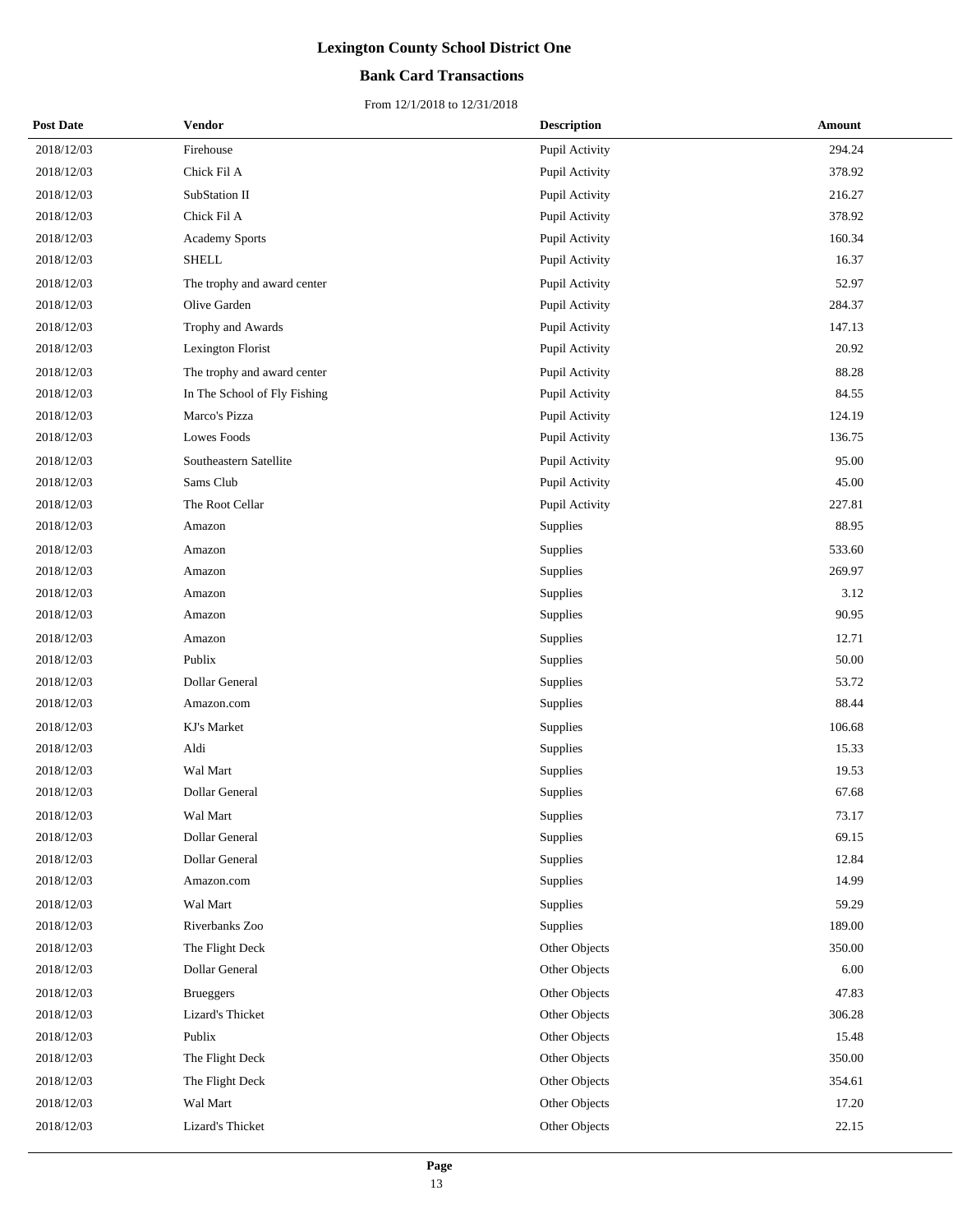# Lexington County School District One

## Bank Card Transactions

From 12/1/2018 to 12/31/2018

| Post Date | Vendor | Description | Amount |
|---|---|---|---|
| 2018/12/03 | Firehouse | Pupil Activity | 294.24 |
| 2018/12/03 | Chick Fil A | Pupil Activity | 378.92 |
| 2018/12/03 | SubStation II | Pupil Activity | 216.27 |
| 2018/12/03 | Chick Fil A | Pupil Activity | 378.92 |
| 2018/12/03 | Academy Sports | Pupil Activity | 160.34 |
| 2018/12/03 | SHELL | Pupil Activity | 16.37 |
| 2018/12/03 | The trophy and award center | Pupil Activity | 52.97 |
| 2018/12/03 | Olive Garden | Pupil Activity | 284.37 |
| 2018/12/03 | Trophy and Awards | Pupil Activity | 147.13 |
| 2018/12/03 | Lexington Florist | Pupil Activity | 20.92 |
| 2018/12/03 | The trophy and award center | Pupil Activity | 88.28 |
| 2018/12/03 | In The School of Fly Fishing | Pupil Activity | 84.55 |
| 2018/12/03 | Marco's Pizza | Pupil Activity | 124.19 |
| 2018/12/03 | Lowes Foods | Pupil Activity | 136.75 |
| 2018/12/03 | Southeastern Satellite | Pupil Activity | 95.00 |
| 2018/12/03 | Sams Club | Pupil Activity | 45.00 |
| 2018/12/03 | The Root Cellar | Pupil Activity | 227.81 |
| 2018/12/03 | Amazon | Supplies | 88.95 |
| 2018/12/03 | Amazon | Supplies | 533.60 |
| 2018/12/03 | Amazon | Supplies | 269.97 |
| 2018/12/03 | Amazon | Supplies | 3.12 |
| 2018/12/03 | Amazon | Supplies | 90.95 |
| 2018/12/03 | Amazon | Supplies | 12.71 |
| 2018/12/03 | Publix | Supplies | 50.00 |
| 2018/12/03 | Dollar General | Supplies | 53.72 |
| 2018/12/03 | Amazon.com | Supplies | 88.44 |
| 2018/12/03 | KJ's Market | Supplies | 106.68 |
| 2018/12/03 | Aldi | Supplies | 15.33 |
| 2018/12/03 | Wal Mart | Supplies | 19.53 |
| 2018/12/03 | Dollar General | Supplies | 67.68 |
| 2018/12/03 | Wal Mart | Supplies | 73.17 |
| 2018/12/03 | Dollar General | Supplies | 69.15 |
| 2018/12/03 | Dollar General | Supplies | 12.84 |
| 2018/12/03 | Amazon.com | Supplies | 14.99 |
| 2018/12/03 | Wal Mart | Supplies | 59.29 |
| 2018/12/03 | Riverbanks Zoo | Supplies | 189.00 |
| 2018/12/03 | The Flight Deck | Other Objects | 350.00 |
| 2018/12/03 | Dollar General | Other Objects | 6.00 |
| 2018/12/03 | Brueggers | Other Objects | 47.83 |
| 2018/12/03 | Lizard's Thicket | Other Objects | 306.28 |
| 2018/12/03 | Publix | Other Objects | 15.48 |
| 2018/12/03 | The Flight Deck | Other Objects | 350.00 |
| 2018/12/03 | The Flight Deck | Other Objects | 354.61 |
| 2018/12/03 | Wal Mart | Other Objects | 17.20 |
| 2018/12/03 | Lizard's Thicket | Other Objects | 22.15 |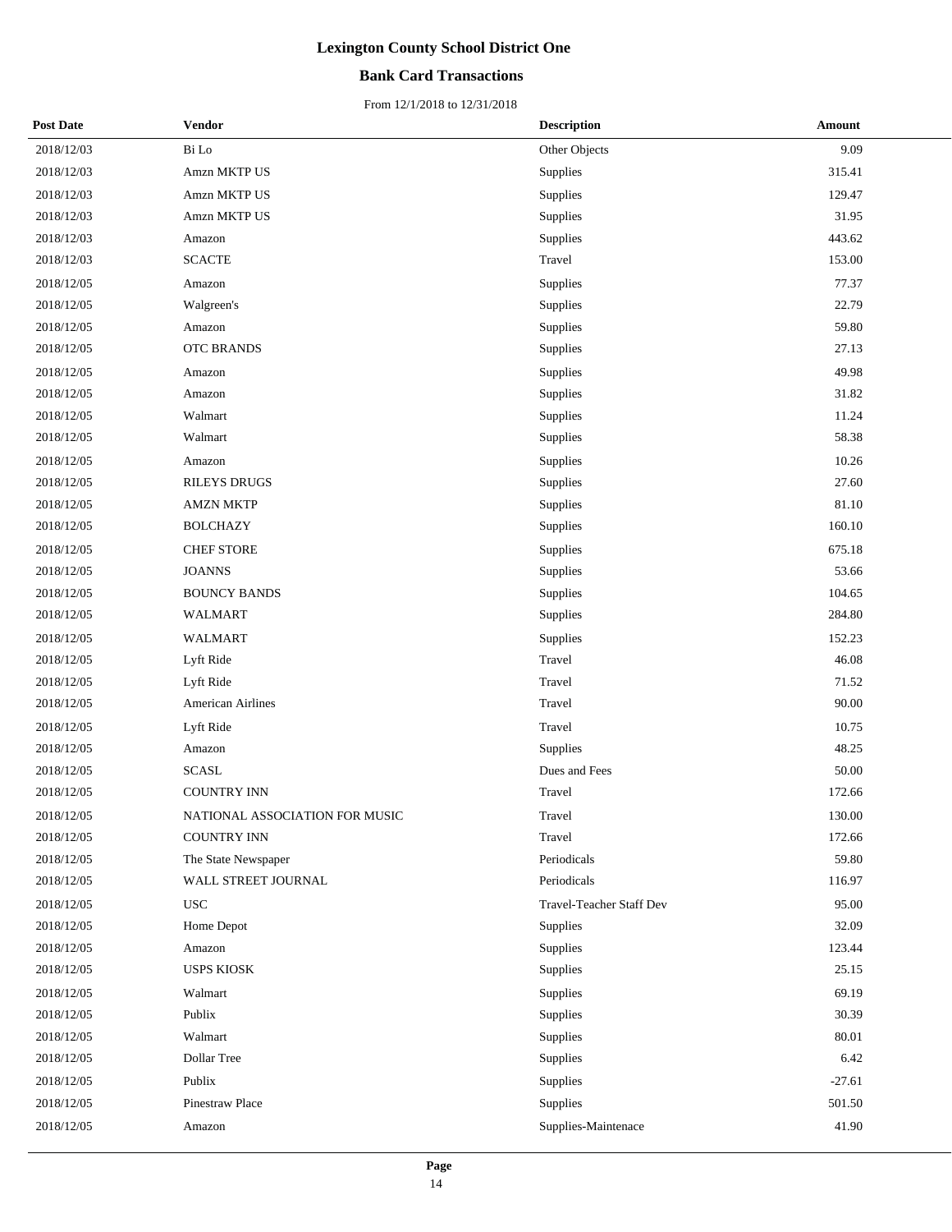# Lexington County School District One

## Bank Card Transactions

From 12/1/2018 to 12/31/2018

| Post Date | Vendor | Description | Amount |
|---|---|---|---|
| 2018/12/03 | Bi Lo | Other Objects | 9.09 |
| 2018/12/03 | Amzn MKTP US | Supplies | 315.41 |
| 2018/12/03 | Amzn MKTP US | Supplies | 129.47 |
| 2018/12/03 | Amzn MKTP US | Supplies | 31.95 |
| 2018/12/03 | Amazon | Supplies | 443.62 |
| 2018/12/03 | SCACTE | Travel | 153.00 |
| 2018/12/05 | Amazon | Supplies | 77.37 |
| 2018/12/05 | Walgreen's | Supplies | 22.79 |
| 2018/12/05 | Amazon | Supplies | 59.80 |
| 2018/12/05 | OTC BRANDS | Supplies | 27.13 |
| 2018/12/05 | Amazon | Supplies | 49.98 |
| 2018/12/05 | Amazon | Supplies | 31.82 |
| 2018/12/05 | Walmart | Supplies | 11.24 |
| 2018/12/05 | Walmart | Supplies | 58.38 |
| 2018/12/05 | Amazon | Supplies | 10.26 |
| 2018/12/05 | RILEYS DRUGS | Supplies | 27.60 |
| 2018/12/05 | AMZN MKTP | Supplies | 81.10 |
| 2018/12/05 | BOLCHAZY | Supplies | 160.10 |
| 2018/12/05 | CHEF STORE | Supplies | 675.18 |
| 2018/12/05 | JOANNS | Supplies | 53.66 |
| 2018/12/05 | BOUNCY BANDS | Supplies | 104.65 |
| 2018/12/05 | WALMART | Supplies | 284.80 |
| 2018/12/05 | WALMART | Supplies | 152.23 |
| 2018/12/05 | Lyft Ride | Travel | 46.08 |
| 2018/12/05 | Lyft Ride | Travel | 71.52 |
| 2018/12/05 | American Airlines | Travel | 90.00 |
| 2018/12/05 | Lyft Ride | Travel | 10.75 |
| 2018/12/05 | Amazon | Supplies | 48.25 |
| 2018/12/05 | SCASL | Dues and Fees | 50.00 |
| 2018/12/05 | COUNTRY INN | Travel | 172.66 |
| 2018/12/05 | NATIONAL ASSOCIATION FOR MUSIC | Travel | 130.00 |
| 2018/12/05 | COUNTRY INN | Travel | 172.66 |
| 2018/12/05 | The State Newspaper | Periodicals | 59.80 |
| 2018/12/05 | WALL STREET JOURNAL | Periodicals | 116.97 |
| 2018/12/05 | USC | Travel-Teacher Staff Dev | 95.00 |
| 2018/12/05 | Home Depot | Supplies | 32.09 |
| 2018/12/05 | Amazon | Supplies | 123.44 |
| 2018/12/05 | USPS KIOSK | Supplies | 25.15 |
| 2018/12/05 | Walmart | Supplies | 69.19 |
| 2018/12/05 | Publix | Supplies | 30.39 |
| 2018/12/05 | Walmart | Supplies | 80.01 |
| 2018/12/05 | Dollar Tree | Supplies | 6.42 |
| 2018/12/05 | Publix | Supplies | -27.61 |
| 2018/12/05 | Pinestraw Place | Supplies | 501.50 |
| 2018/12/05 | Amazon | Supplies-Maintenace | 41.90 |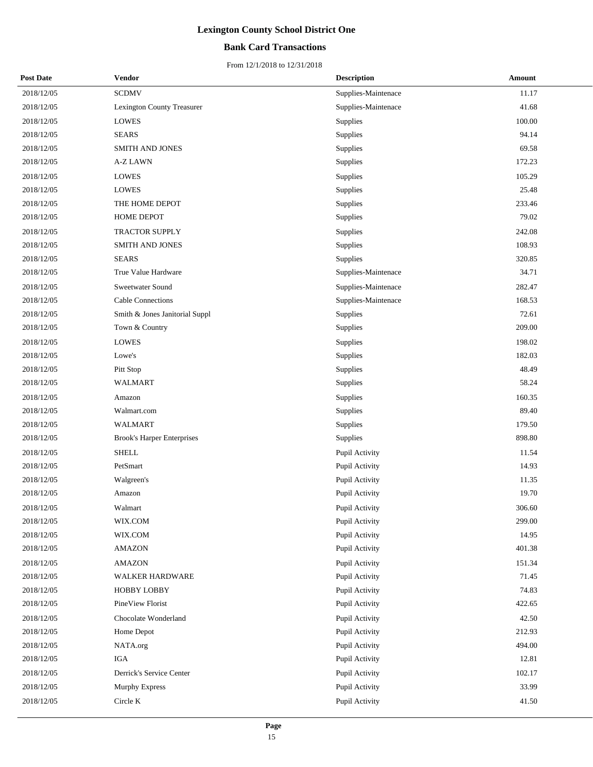# Lexington County School District One

## Bank Card Transactions

From 12/1/2018 to 12/31/2018

| Post Date | Vendor | Description | Amount |
|---|---|---|---|
| 2018/12/05 | SCDMV | Supplies-Maintenace | 11.17 |
| 2018/12/05 | Lexington County Treasurer | Supplies-Maintenace | 41.68 |
| 2018/12/05 | LOWES | Supplies | 100.00 |
| 2018/12/05 | SEARS | Supplies | 94.14 |
| 2018/12/05 | SMITH AND JONES | Supplies | 69.58 |
| 2018/12/05 | A-Z LAWN | Supplies | 172.23 |
| 2018/12/05 | LOWES | Supplies | 105.29 |
| 2018/12/05 | LOWES | Supplies | 25.48 |
| 2018/12/05 | THE HOME DEPOT | Supplies | 233.46 |
| 2018/12/05 | HOME DEPOT | Supplies | 79.02 |
| 2018/12/05 | TRACTOR SUPPLY | Supplies | 242.08 |
| 2018/12/05 | SMITH AND JONES | Supplies | 108.93 |
| 2018/12/05 | SEARS | Supplies | 320.85 |
| 2018/12/05 | True Value Hardware | Supplies-Maintenace | 34.71 |
| 2018/12/05 | Sweetwater Sound | Supplies-Maintenace | 282.47 |
| 2018/12/05 | Cable Connections | Supplies-Maintenace | 168.53 |
| 2018/12/05 | Smith & Jones Janitorial Suppl | Supplies | 72.61 |
| 2018/12/05 | Town & Country | Supplies | 209.00 |
| 2018/12/05 | LOWES | Supplies | 198.02 |
| 2018/12/05 | Lowe's | Supplies | 182.03 |
| 2018/12/05 | Pitt Stop | Supplies | 48.49 |
| 2018/12/05 | WALMART | Supplies | 58.24 |
| 2018/12/05 | Amazon | Supplies | 160.35 |
| 2018/12/05 | Walmart.com | Supplies | 89.40 |
| 2018/12/05 | WALMART | Supplies | 179.50 |
| 2018/12/05 | Brook's Harper Enterprises | Supplies | 898.80 |
| 2018/12/05 | SHELL | Pupil Activity | 11.54 |
| 2018/12/05 | PetSmart | Pupil Activity | 14.93 |
| 2018/12/05 | Walgreen's | Pupil Activity | 11.35 |
| 2018/12/05 | Amazon | Pupil Activity | 19.70 |
| 2018/12/05 | Walmart | Pupil Activity | 306.60 |
| 2018/12/05 | WIX.COM | Pupil Activity | 299.00 |
| 2018/12/05 | WIX.COM | Pupil Activity | 14.95 |
| 2018/12/05 | AMAZON | Pupil Activity | 401.38 |
| 2018/12/05 | AMAZON | Pupil Activity | 151.34 |
| 2018/12/05 | WALKER HARDWARE | Pupil Activity | 71.45 |
| 2018/12/05 | HOBBY LOBBY | Pupil Activity | 74.83 |
| 2018/12/05 | PineView Florist | Pupil Activity | 422.65 |
| 2018/12/05 | Chocolate Wonderland | Pupil Activity | 42.50 |
| 2018/12/05 | Home Depot | Pupil Activity | 212.93 |
| 2018/12/05 | NATA.org | Pupil Activity | 494.00 |
| 2018/12/05 | IGA | Pupil Activity | 12.81 |
| 2018/12/05 | Derrick's Service Center | Pupil Activity | 102.17 |
| 2018/12/05 | Murphy Express | Pupil Activity | 33.99 |
| 2018/12/05 | Circle K | Pupil Activity | 41.50 |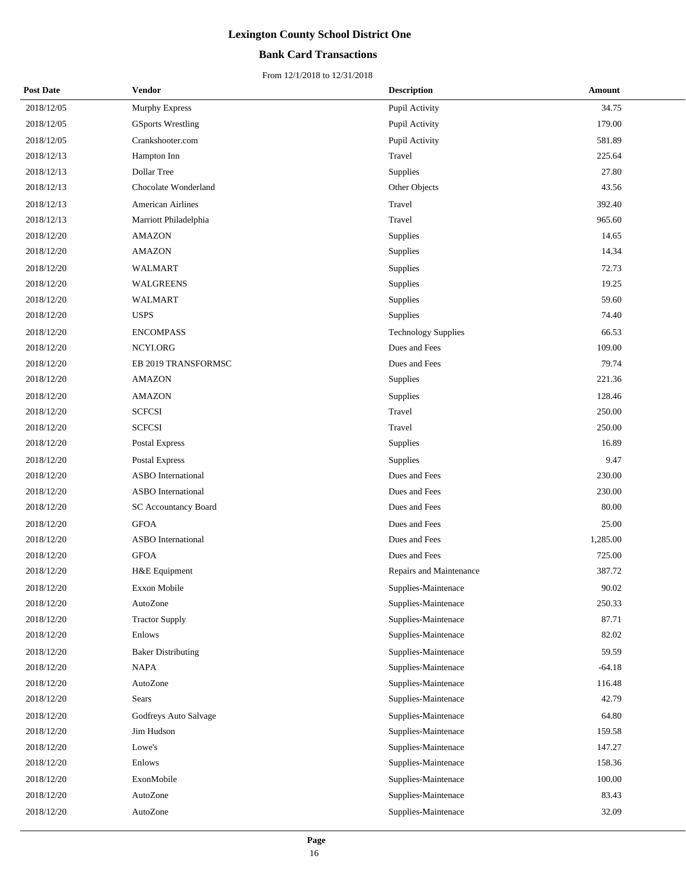# Lexington County School District One

## Bank Card Transactions

From 12/1/2018 to 12/31/2018

| Post Date | Vendor | Description | Amount |
|---|---|---|---|
| 2018/12/05 | Murphy Express | Pupil Activity | 34.75 |
| 2018/12/05 | GSports Wrestling | Pupil Activity | 179.00 |
| 2018/12/05 | Crankshooter.com | Pupil Activity | 581.89 |
| 2018/12/13 | Hampton Inn | Travel | 225.64 |
| 2018/12/13 | Dollar Tree | Supplies | 27.80 |
| 2018/12/13 | Chocolate Wonderland | Other Objects | 43.56 |
| 2018/12/13 | American Airlines | Travel | 392.40 |
| 2018/12/13 | Marriott Philadelphia | Travel | 965.60 |
| 2018/12/20 | AMAZON | Supplies | 14.65 |
| 2018/12/20 | AMAZON | Supplies | 14.34 |
| 2018/12/20 | WALMART | Supplies | 72.73 |
| 2018/12/20 | WALGREENS | Supplies | 19.25 |
| 2018/12/20 | WALMART | Supplies | 59.60 |
| 2018/12/20 | USPS | Supplies | 74.40 |
| 2018/12/20 | ENCOMPASS | Technology Supplies | 66.53 |
| 2018/12/20 | NCYI.ORG | Dues and Fees | 109.00 |
| 2018/12/20 | EB 2019 TRANSFORMSC | Dues and Fees | 79.74 |
| 2018/12/20 | AMAZON | Supplies | 221.36 |
| 2018/12/20 | AMAZON | Supplies | 128.46 |
| 2018/12/20 | SCFCSI | Travel | 250.00 |
| 2018/12/20 | SCFCSI | Travel | 250.00 |
| 2018/12/20 | Postal Express | Supplies | 16.89 |
| 2018/12/20 | Postal Express | Supplies | 9.47 |
| 2018/12/20 | ASBO International | Dues and Fees | 230.00 |
| 2018/12/20 | ASBO International | Dues and Fees | 230.00 |
| 2018/12/20 | SC Accountancy Board | Dues and Fees | 80.00 |
| 2018/12/20 | GFOA | Dues and Fees | 25.00 |
| 2018/12/20 | ASBO International | Dues and Fees | 1,285.00 |
| 2018/12/20 | GFOA | Dues and Fees | 725.00 |
| 2018/12/20 | H&E Equipment | Repairs and Maintenance | 387.72 |
| 2018/12/20 | Exxon Mobile | Supplies-Maintenace | 90.02 |
| 2018/12/20 | AutoZone | Supplies-Maintenace | 250.33 |
| 2018/12/20 | Tractor Supply | Supplies-Maintenace | 87.71 |
| 2018/12/20 | Enlows | Supplies-Maintenace | 82.02 |
| 2018/12/20 | Baker Distributing | Supplies-Maintenace | 59.59 |
| 2018/12/20 | NAPA | Supplies-Maintenace | -64.18 |
| 2018/12/20 | AutoZone | Supplies-Maintenace | 116.48 |
| 2018/12/20 | Sears | Supplies-Maintenace | 42.79 |
| 2018/12/20 | Godfreys Auto Salvage | Supplies-Maintenace | 64.80 |
| 2018/12/20 | Jim Hudson | Supplies-Maintenace | 159.58 |
| 2018/12/20 | Lowe's | Supplies-Maintenace | 147.27 |
| 2018/12/20 | Enlows | Supplies-Maintenace | 158.36 |
| 2018/12/20 | ExonMobile | Supplies-Maintenace | 100.00 |
| 2018/12/20 | AutoZone | Supplies-Maintenace | 83.43 |
| 2018/12/20 | AutoZone | Supplies-Maintenace | 32.09 |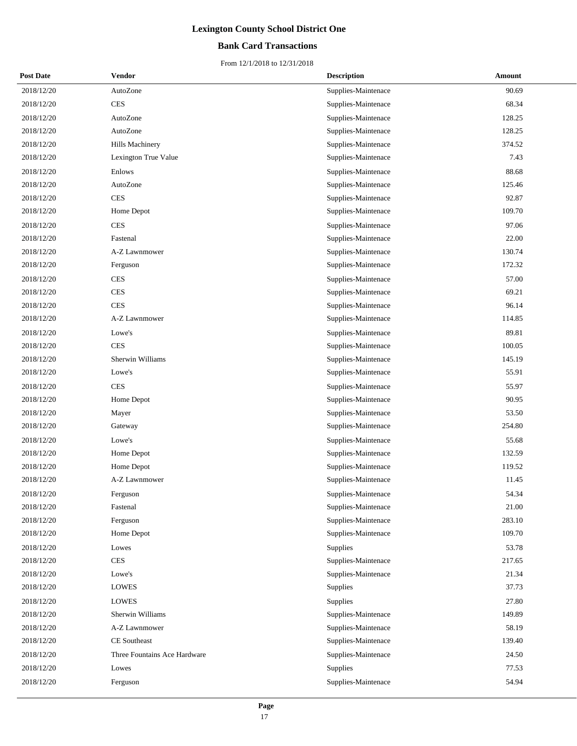# Lexington County School District One

## Bank Card Transactions

From 12/1/2018 to 12/31/2018

| Post Date | Vendor | Description | Amount |
|---|---|---|---|
| 2018/12/20 | AutoZone | Supplies-Maintenace | 90.69 |
| 2018/12/20 | CES | Supplies-Maintenace | 68.34 |
| 2018/12/20 | AutoZone | Supplies-Maintenace | 128.25 |
| 2018/12/20 | AutoZone | Supplies-Maintenace | 128.25 |
| 2018/12/20 | Hills Machinery | Supplies-Maintenace | 374.52 |
| 2018/12/20 | Lexington True Value | Supplies-Maintenace | 7.43 |
| 2018/12/20 | Enlows | Supplies-Maintenace | 88.68 |
| 2018/12/20 | AutoZone | Supplies-Maintenace | 125.46 |
| 2018/12/20 | CES | Supplies-Maintenace | 92.87 |
| 2018/12/20 | Home Depot | Supplies-Maintenace | 109.70 |
| 2018/12/20 | CES | Supplies-Maintenace | 97.06 |
| 2018/12/20 | Fastenal | Supplies-Maintenace | 22.00 |
| 2018/12/20 | A-Z Lawnmower | Supplies-Maintenace | 130.74 |
| 2018/12/20 | Ferguson | Supplies-Maintenace | 172.32 |
| 2018/12/20 | CES | Supplies-Maintenace | 57.00 |
| 2018/12/20 | CES | Supplies-Maintenace | 69.21 |
| 2018/12/20 | CES | Supplies-Maintenace | 96.14 |
| 2018/12/20 | A-Z Lawnmower | Supplies-Maintenace | 114.85 |
| 2018/12/20 | Lowe's | Supplies-Maintenace | 89.81 |
| 2018/12/20 | CES | Supplies-Maintenace | 100.05 |
| 2018/12/20 | Sherwin Williams | Supplies-Maintenace | 145.19 |
| 2018/12/20 | Lowe's | Supplies-Maintenace | 55.91 |
| 2018/12/20 | CES | Supplies-Maintenace | 55.97 |
| 2018/12/20 | Home Depot | Supplies-Maintenace | 90.95 |
| 2018/12/20 | Mayer | Supplies-Maintenace | 53.50 |
| 2018/12/20 | Gateway | Supplies-Maintenace | 254.80 |
| 2018/12/20 | Lowe's | Supplies-Maintenace | 55.68 |
| 2018/12/20 | Home Depot | Supplies-Maintenace | 132.59 |
| 2018/12/20 | Home Depot | Supplies-Maintenace | 119.52 |
| 2018/12/20 | A-Z Lawnmower | Supplies-Maintenace | 11.45 |
| 2018/12/20 | Ferguson | Supplies-Maintenace | 54.34 |
| 2018/12/20 | Fastenal | Supplies-Maintenace | 21.00 |
| 2018/12/20 | Ferguson | Supplies-Maintenace | 283.10 |
| 2018/12/20 | Home Depot | Supplies-Maintenace | 109.70 |
| 2018/12/20 | Lowes | Supplies | 53.78 |
| 2018/12/20 | CES | Supplies-Maintenace | 217.65 |
| 2018/12/20 | Lowe's | Supplies-Maintenace | 21.34 |
| 2018/12/20 | LOWES | Supplies | 37.73 |
| 2018/12/20 | LOWES | Supplies | 27.80 |
| 2018/12/20 | Sherwin Williams | Supplies-Maintenace | 149.89 |
| 2018/12/20 | A-Z Lawnmower | Supplies-Maintenace | 58.19 |
| 2018/12/20 | CE Southeast | Supplies-Maintenace | 139.40 |
| 2018/12/20 | Three Fountains Ace Hardware | Supplies-Maintenace | 24.50 |
| 2018/12/20 | Lowes | Supplies | 77.53 |
| 2018/12/20 | Ferguson | Supplies-Maintenace | 54.94 |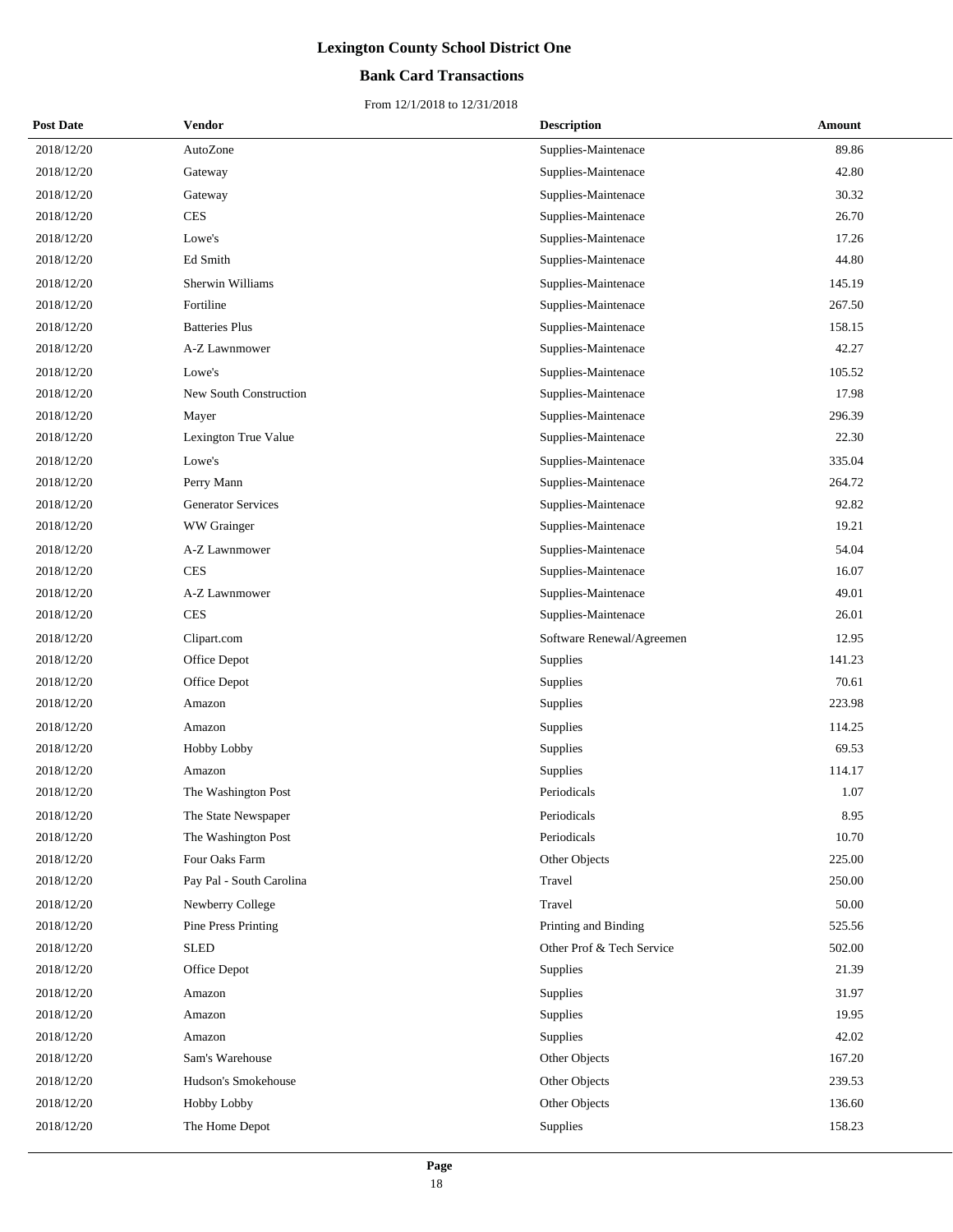# Lexington County School District One

## Bank Card Transactions

From 12/1/2018 to 12/31/2018

| Post Date | Vendor | Description | Amount |
|---|---|---|---|
| 2018/12/20 | AutoZone | Supplies-Maintenace | 89.86 |
| 2018/12/20 | Gateway | Supplies-Maintenace | 42.80 |
| 2018/12/20 | Gateway | Supplies-Maintenace | 30.32 |
| 2018/12/20 | CES | Supplies-Maintenace | 26.70 |
| 2018/12/20 | Lowe's | Supplies-Maintenace | 17.26 |
| 2018/12/20 | Ed Smith | Supplies-Maintenace | 44.80 |
| 2018/12/20 | Sherwin Williams | Supplies-Maintenace | 145.19 |
| 2018/12/20 | Fortiline | Supplies-Maintenace | 267.50 |
| 2018/12/20 | Batteries Plus | Supplies-Maintenace | 158.15 |
| 2018/12/20 | A-Z Lawnmower | Supplies-Maintenace | 42.27 |
| 2018/12/20 | Lowe's | Supplies-Maintenace | 105.52 |
| 2018/12/20 | New South Construction | Supplies-Maintenace | 17.98 |
| 2018/12/20 | Mayer | Supplies-Maintenace | 296.39 |
| 2018/12/20 | Lexington True Value | Supplies-Maintenace | 22.30 |
| 2018/12/20 | Lowe's | Supplies-Maintenace | 335.04 |
| 2018/12/20 | Perry Mann | Supplies-Maintenace | 264.72 |
| 2018/12/20 | Generator Services | Supplies-Maintenace | 92.82 |
| 2018/12/20 | WW Grainger | Supplies-Maintenace | 19.21 |
| 2018/12/20 | A-Z Lawnmower | Supplies-Maintenace | 54.04 |
| 2018/12/20 | CES | Supplies-Maintenace | 16.07 |
| 2018/12/20 | A-Z Lawnmower | Supplies-Maintenace | 49.01 |
| 2018/12/20 | CES | Supplies-Maintenace | 26.01 |
| 2018/12/20 | Clipart.com | Software Renewal/Agreemen | 12.95 |
| 2018/12/20 | Office Depot | Supplies | 141.23 |
| 2018/12/20 | Office Depot | Supplies | 70.61 |
| 2018/12/20 | Amazon | Supplies | 223.98 |
| 2018/12/20 | Amazon | Supplies | 114.25 |
| 2018/12/20 | Hobby Lobby | Supplies | 69.53 |
| 2018/12/20 | Amazon | Supplies | 114.17 |
| 2018/12/20 | The Washington Post | Periodicals | 1.07 |
| 2018/12/20 | The State Newspaper | Periodicals | 8.95 |
| 2018/12/20 | The Washington Post | Periodicals | 10.70 |
| 2018/12/20 | Four Oaks Farm | Other Objects | 225.00 |
| 2018/12/20 | Pay Pal - South Carolina | Travel | 250.00 |
| 2018/12/20 | Newberry College | Travel | 50.00 |
| 2018/12/20 | Pine Press Printing | Printing and Binding | 525.56 |
| 2018/12/20 | SLED | Other Prof & Tech Service | 502.00 |
| 2018/12/20 | Office Depot | Supplies | 21.39 |
| 2018/12/20 | Amazon | Supplies | 31.97 |
| 2018/12/20 | Amazon | Supplies | 19.95 |
| 2018/12/20 | Amazon | Supplies | 42.02 |
| 2018/12/20 | Sam's Warehouse | Other Objects | 167.20 |
| 2018/12/20 | Hudson's Smokehouse | Other Objects | 239.53 |
| 2018/12/20 | Hobby Lobby | Other Objects | 136.60 |
| 2018/12/20 | The Home Depot | Supplies | 158.23 |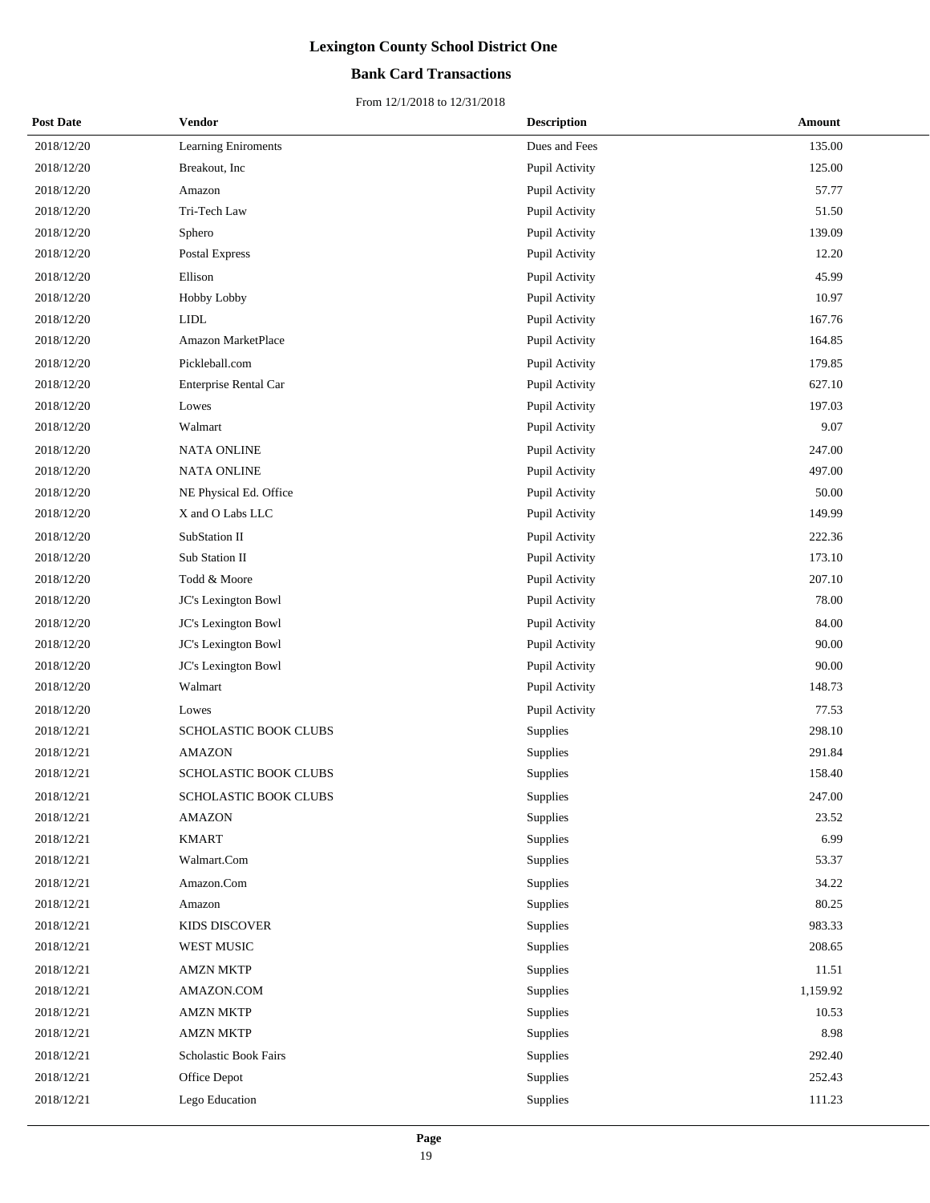# Lexington County School District One

## Bank Card Transactions

From 12/1/2018 to 12/31/2018

| Post Date | Vendor | Description | Amount |
|---|---|---|---|
| 2018/12/20 | Learning Eniroments | Dues and Fees | 135.00 |
| 2018/12/20 | Breakout, Inc | Pupil Activity | 125.00 |
| 2018/12/20 | Amazon | Pupil Activity | 57.77 |
| 2018/12/20 | Tri-Tech Law | Pupil Activity | 51.50 |
| 2018/12/20 | Sphero | Pupil Activity | 139.09 |
| 2018/12/20 | Postal Express | Pupil Activity | 12.20 |
| 2018/12/20 | Ellison | Pupil Activity | 45.99 |
| 2018/12/20 | Hobby Lobby | Pupil Activity | 10.97 |
| 2018/12/20 | LIDL | Pupil Activity | 167.76 |
| 2018/12/20 | Amazon MarketPlace | Pupil Activity | 164.85 |
| 2018/12/20 | Pickleball.com | Pupil Activity | 179.85 |
| 2018/12/20 | Enterprise Rental Car | Pupil Activity | 627.10 |
| 2018/12/20 | Lowes | Pupil Activity | 197.03 |
| 2018/12/20 | Walmart | Pupil Activity | 9.07 |
| 2018/12/20 | NATA ONLINE | Pupil Activity | 247.00 |
| 2018/12/20 | NATA ONLINE | Pupil Activity | 497.00 |
| 2018/12/20 | NE Physical Ed. Office | Pupil Activity | 50.00 |
| 2018/12/20 | X and O Labs LLC | Pupil Activity | 149.99 |
| 2018/12/20 | SubStation II | Pupil Activity | 222.36 |
| 2018/12/20 | Sub Station II | Pupil Activity | 173.10 |
| 2018/12/20 | Todd & Moore | Pupil Activity | 207.10 |
| 2018/12/20 | JC's Lexington Bowl | Pupil Activity | 78.00 |
| 2018/12/20 | JC's Lexington Bowl | Pupil Activity | 84.00 |
| 2018/12/20 | JC's Lexington Bowl | Pupil Activity | 90.00 |
| 2018/12/20 | JC's Lexington Bowl | Pupil Activity | 90.00 |
| 2018/12/20 | Walmart | Pupil Activity | 148.73 |
| 2018/12/20 | Lowes | Pupil Activity | 77.53 |
| 2018/12/21 | SCHOLASTIC BOOK CLUBS | Supplies | 298.10 |
| 2018/12/21 | AMAZON | Supplies | 291.84 |
| 2018/12/21 | SCHOLASTIC BOOK CLUBS | Supplies | 158.40 |
| 2018/12/21 | SCHOLASTIC BOOK CLUBS | Supplies | 247.00 |
| 2018/12/21 | AMAZON | Supplies | 23.52 |
| 2018/12/21 | KMART | Supplies | 6.99 |
| 2018/12/21 | Walmart.Com | Supplies | 53.37 |
| 2018/12/21 | Amazon.Com | Supplies | 34.22 |
| 2018/12/21 | Amazon | Supplies | 80.25 |
| 2018/12/21 | KIDS DISCOVER | Supplies | 983.33 |
| 2018/12/21 | WEST MUSIC | Supplies | 208.65 |
| 2018/12/21 | AMZN MKTP | Supplies | 11.51 |
| 2018/12/21 | AMAZON.COM | Supplies | 1,159.92 |
| 2018/12/21 | AMZN MKTP | Supplies | 10.53 |
| 2018/12/21 | AMZN MKTP | Supplies | 8.98 |
| 2018/12/21 | Scholastic Book Fairs | Supplies | 292.40 |
| 2018/12/21 | Office Depot | Supplies | 252.43 |
| 2018/12/21 | Lego Education | Supplies | 111.23 |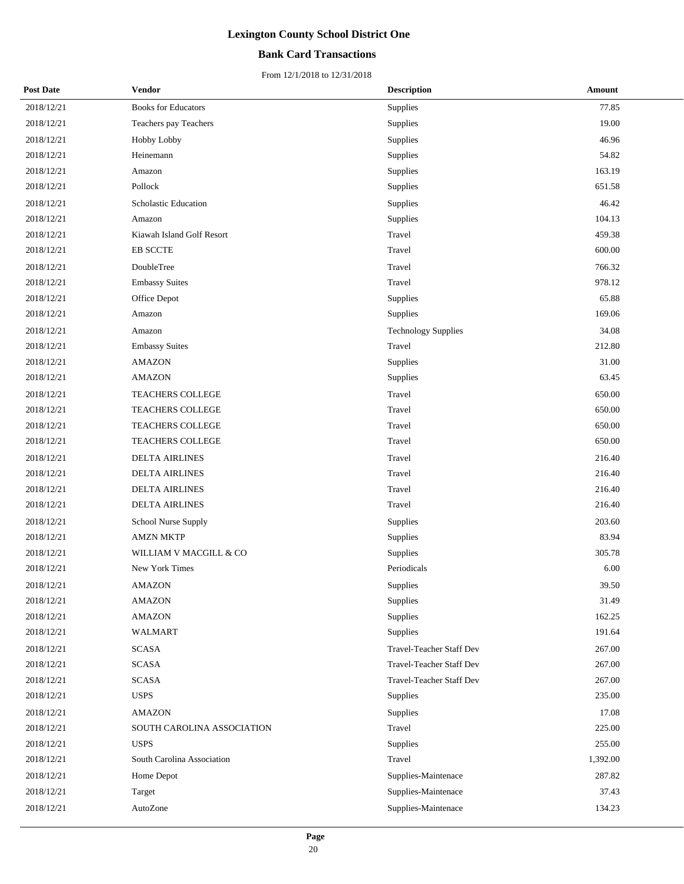# Lexington County School District One

## Bank Card Transactions

From 12/1/2018 to 12/31/2018

| Post Date | Vendor | Description | Amount |
|---|---|---|---|
| 2018/12/21 | Books for Educators | Supplies | 77.85 |
| 2018/12/21 | Teachers pay Teachers | Supplies | 19.00 |
| 2018/12/21 | Hobby Lobby | Supplies | 46.96 |
| 2018/12/21 | Heinemann | Supplies | 54.82 |
| 2018/12/21 | Amazon | Supplies | 163.19 |
| 2018/12/21 | Pollock | Supplies | 651.58 |
| 2018/12/21 | Scholastic Education | Supplies | 46.42 |
| 2018/12/21 | Amazon | Supplies | 104.13 |
| 2018/12/21 | Kiawah Island Golf Resort | Travel | 459.38 |
| 2018/12/21 | EB SCCTE | Travel | 600.00 |
| 2018/12/21 | DoubleTree | Travel | 766.32 |
| 2018/12/21 | Embassy Suites | Travel | 978.12 |
| 2018/12/21 | Office Depot | Supplies | 65.88 |
| 2018/12/21 | Amazon | Supplies | 169.06 |
| 2018/12/21 | Amazon | Technology Supplies | 34.08 |
| 2018/12/21 | Embassy Suites | Travel | 212.80 |
| 2018/12/21 | AMAZON | Supplies | 31.00 |
| 2018/12/21 | AMAZON | Supplies | 63.45 |
| 2018/12/21 | TEACHERS COLLEGE | Travel | 650.00 |
| 2018/12/21 | TEACHERS COLLEGE | Travel | 650.00 |
| 2018/12/21 | TEACHERS COLLEGE | Travel | 650.00 |
| 2018/12/21 | TEACHERS COLLEGE | Travel | 650.00 |
| 2018/12/21 | DELTA AIRLINES | Travel | 216.40 |
| 2018/12/21 | DELTA AIRLINES | Travel | 216.40 |
| 2018/12/21 | DELTA AIRLINES | Travel | 216.40 |
| 2018/12/21 | DELTA AIRLINES | Travel | 216.40 |
| 2018/12/21 | School Nurse Supply | Supplies | 203.60 |
| 2018/12/21 | AMZN MKTP | Supplies | 83.94 |
| 2018/12/21 | WILLIAM V MACGILL & CO | Supplies | 305.78 |
| 2018/12/21 | New York Times | Periodicals | 6.00 |
| 2018/12/21 | AMAZON | Supplies | 39.50 |
| 2018/12/21 | AMAZON | Supplies | 31.49 |
| 2018/12/21 | AMAZON | Supplies | 162.25 |
| 2018/12/21 | WALMART | Supplies | 191.64 |
| 2018/12/21 | SCASA | Travel-Teacher Staff Dev | 267.00 |
| 2018/12/21 | SCASA | Travel-Teacher Staff Dev | 267.00 |
| 2018/12/21 | SCASA | Travel-Teacher Staff Dev | 267.00 |
| 2018/12/21 | USPS | Supplies | 235.00 |
| 2018/12/21 | AMAZON | Supplies | 17.08 |
| 2018/12/21 | SOUTH CAROLINA ASSOCIATION | Travel | 225.00 |
| 2018/12/21 | USPS | Supplies | 255.00 |
| 2018/12/21 | South Carolina Association | Travel | 1,392.00 |
| 2018/12/21 | Home Depot | Supplies-Maintenace | 287.82 |
| 2018/12/21 | Target | Supplies-Maintenace | 37.43 |
| 2018/12/21 | AutoZone | Supplies-Maintenace | 134.23 |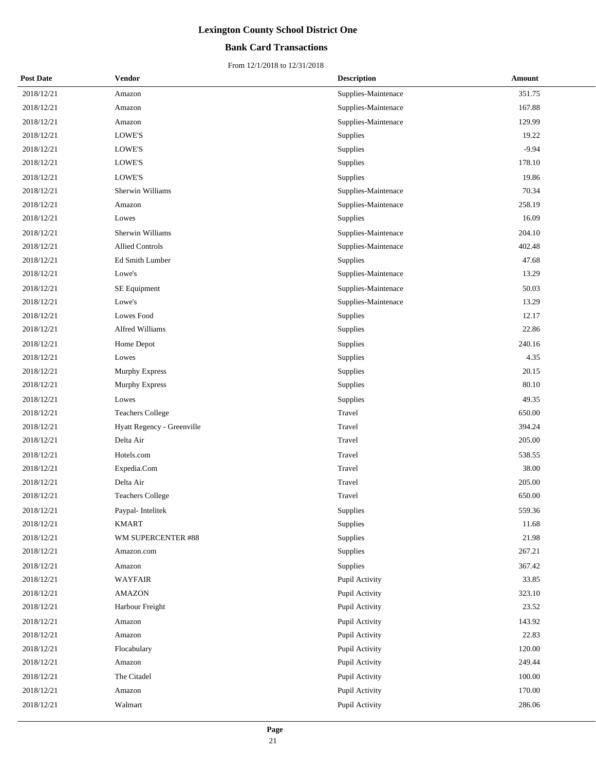# Lexington County School District One

## Bank Card Transactions

From 12/1/2018 to 12/31/2018

| Post Date | Vendor | Description | Amount |
|---|---|---|---|
| 2018/12/21 | Amazon | Supplies-Maintenace | 351.75 |
| 2018/12/21 | Amazon | Supplies-Maintenace | 167.88 |
| 2018/12/21 | Amazon | Supplies-Maintenace | 129.99 |
| 2018/12/21 | LOWE'S | Supplies | 19.22 |
| 2018/12/21 | LOWE'S | Supplies | -9.94 |
| 2018/12/21 | LOWE'S | Supplies | 178.10 |
| 2018/12/21 | LOWE'S | Supplies | 19.86 |
| 2018/12/21 | Sherwin Williams | Supplies-Maintenace | 70.34 |
| 2018/12/21 | Amazon | Supplies-Maintenace | 258.19 |
| 2018/12/21 | Lowes | Supplies | 16.09 |
| 2018/12/21 | Sherwin Williams | Supplies-Maintenace | 204.10 |
| 2018/12/21 | Allied Controls | Supplies-Maintenace | 402.48 |
| 2018/12/21 | Ed Smith Lumber | Supplies | 47.68 |
| 2018/12/21 | Lowe's | Supplies-Maintenace | 13.29 |
| 2018/12/21 | SE Equipment | Supplies-Maintenace | 50.03 |
| 2018/12/21 | Lowe's | Supplies-Maintenace | 13.29 |
| 2018/12/21 | Lowes Food | Supplies | 12.17 |
| 2018/12/21 | Alfred Williams | Supplies | 22.86 |
| 2018/12/21 | Home Depot | Supplies | 240.16 |
| 2018/12/21 | Lowes | Supplies | 4.35 |
| 2018/12/21 | Murphy Express | Supplies | 20.15 |
| 2018/12/21 | Murphy Express | Supplies | 80.10 |
| 2018/12/21 | Lowes | Supplies | 49.35 |
| 2018/12/21 | Teachers College | Travel | 650.00 |
| 2018/12/21 | Hyatt Regency - Greenville | Travel | 394.24 |
| 2018/12/21 | Delta Air | Travel | 205.00 |
| 2018/12/21 | Hotels.com | Travel | 538.55 |
| 2018/12/21 | Expedia.Com | Travel | 38.00 |
| 2018/12/21 | Delta Air | Travel | 205.00 |
| 2018/12/21 | Teachers College | Travel | 650.00 |
| 2018/12/21 | Paypal- Intelitek | Supplies | 559.36 |
| 2018/12/21 | KMART | Supplies | 11.68 |
| 2018/12/21 | WM SUPERCENTER #88 | Supplies | 21.98 |
| 2018/12/21 | Amazon.com | Supplies | 267.21 |
| 2018/12/21 | Amazon | Supplies | 367.42 |
| 2018/12/21 | WAYFAIR | Pupil Activity | 33.85 |
| 2018/12/21 | AMAZON | Pupil Activity | 323.10 |
| 2018/12/21 | Harbour Freight | Pupil Activity | 23.52 |
| 2018/12/21 | Amazon | Pupil Activity | 143.92 |
| 2018/12/21 | Amazon | Pupil Activity | 22.83 |
| 2018/12/21 | Flocabulary | Pupil Activity | 120.00 |
| 2018/12/21 | Amazon | Pupil Activity | 249.44 |
| 2018/12/21 | The Citadel | Pupil Activity | 100.00 |
| 2018/12/21 | Amazon | Pupil Activity | 170.00 |
| 2018/12/21 | Walmart | Pupil Activity | 286.06 |